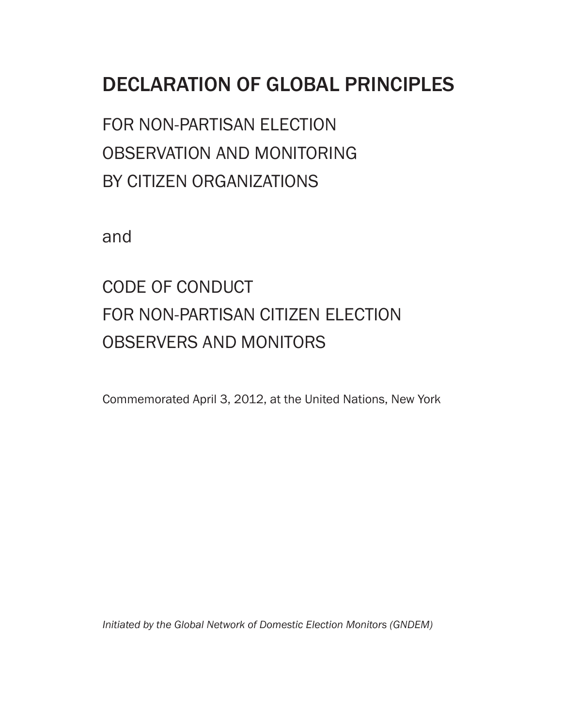# DECLARATION OF GLOBAL PRINCIPLES

## FOR NON-PARTISAN ELECTION OBSERVATION AND MONITORING BY CITIZEN ORGANIZATIONS

and

## CODE OF CONDUCT FOR NON-PARTISAN CITIZEN ELECTION OBSERVERS AND MONITORS

Commemorated April 3, 2012, at the United Nations, New York

*Initiated by the Global Network of Domestic Election Monitors (GNDEM)*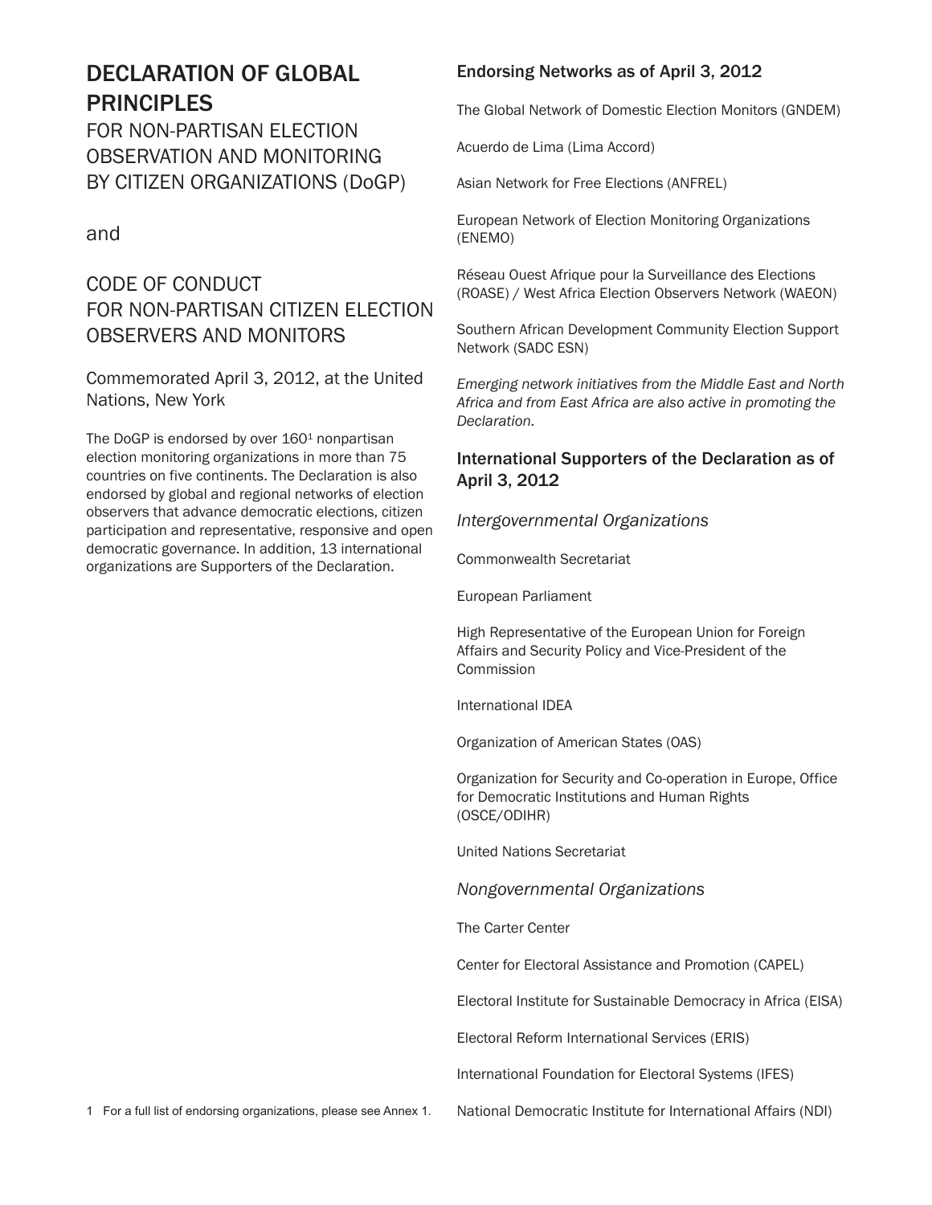# DECLARATION OF GLOBAL PRINCIPLES

## FOR NON-PARTISAN ELECTION OBSERVATION AND MONITORING BY CITIZEN ORGANIZATIONS (DoGP)

and

## CODE OF CONDUCT FOR NON-PARTISAN CITIZEN ELECTION OBSERVERS AND MONITORS

Commemorated April 3, 2012, at the United Nations, New York

The DoGP is endorsed by over 160[1] nonpartisan election monitoring organizations in more than 75 countries on five continents. The Declaration is also endorsed by global and regional networks of election observers that advance democratic elections, citizen participation and representative, responsive and open democratic governance. In addition, 13 international organizations are Supporters of the Declaration.

1 For a full list of endorsing organizations, please see Annex 1.

### Endorsing Networks as of April 3, 2012

The Global Network of Domestic Election Monitors (GNDEM)

Acuerdo de Lima (Lima Accord)

Asian Network for Free Elections (ANFREL)

European Network of Election Monitoring Organizations (ENEMO)

Réseau Ouest Afrique pour la Surveillance des Elections (ROASE) / West Africa Election Observers Network (WAEON)

Southern African Development Community Election Support Network (SADC ESN)

*Emerging network initiatives from the Middle East and North Africa and from East Africa are also active in promoting the Declaration.*

### International Supporters of the Declaration as of April 3, 2012

*Intergovernmental Organizations*

Commonwealth Secretariat

European Parliament

High Representative of the European Union for Foreign Affairs and Security Policy and Vice-President of the Commission

International IDEA

Organization of American States (OAS)

Organization for Security and Co-operation in Europe, Office for Democratic Institutions and Human Rights (OSCE/ODIHR)

United Nations Secretariat

*Nongovernmental Organizations*

The Carter Center

Center for Electoral Assistance and Promotion (CAPEL)

Electoral Institute for Sustainable Democracy in Africa (EISA)

Electoral Reform International Services (ERIS)

International Foundation for Electoral Systems (IFES)

National Democratic Institute for International Affairs (NDI)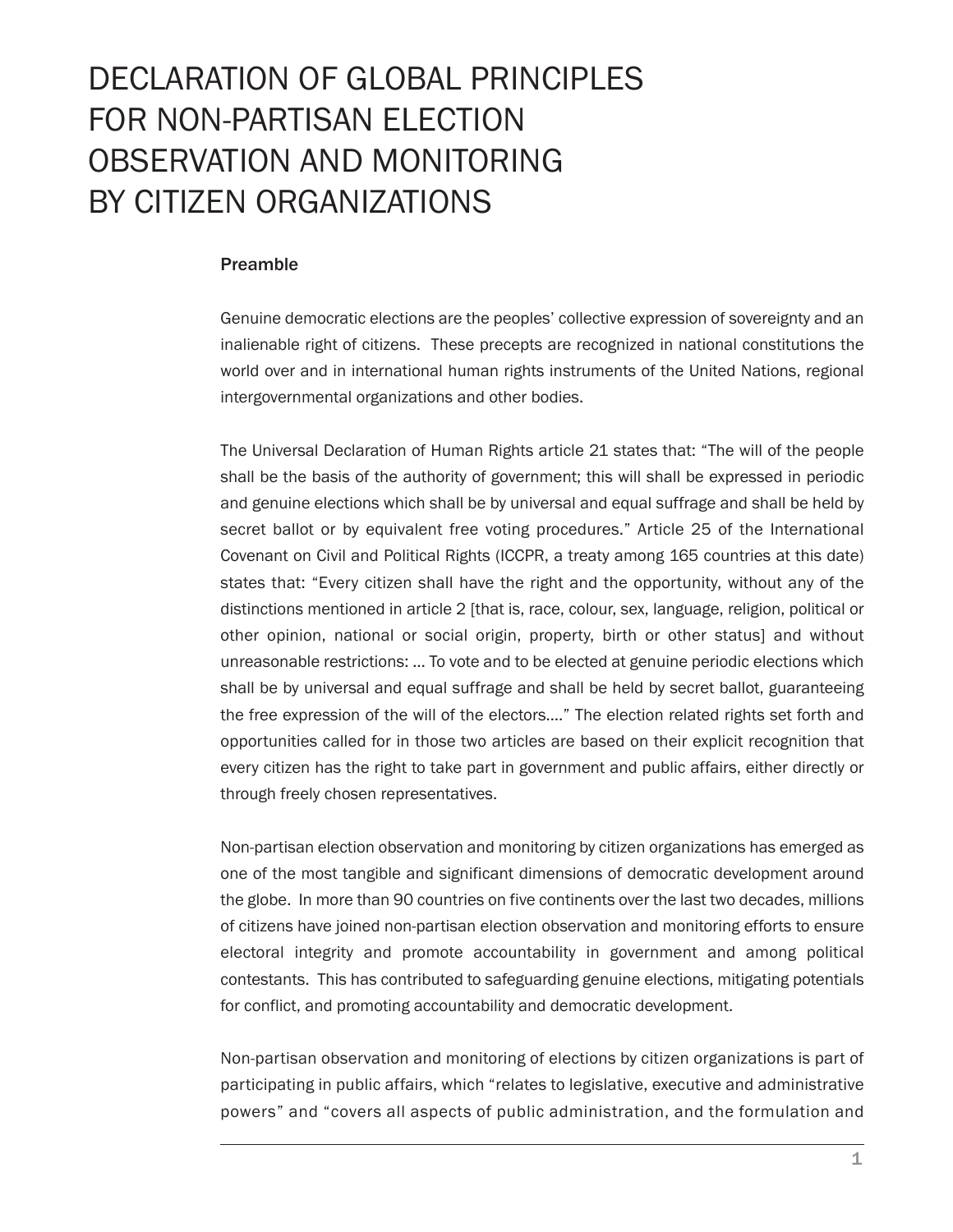# DECLARATION OF GLOBAL PRINCIPLES FOR NON-PARTISAN ELECTION OBSERVATION AND MONITORING BY CITIZEN ORGANIZATIONS

## Preamble

Genuine democratic elections are the peoples' collective expression of sovereignty and an inalienable right of citizens. These precepts are recognized in national constitutions the world over and in international human rights instruments of the United Nations, regional intergovernmental organizations and other bodies.

The Universal Declaration of Human Rights article 21 states that: "The will of the people shall be the basis of the authority of government; this will shall be expressed in periodic and genuine elections which shall be by universal and equal suffrage and shall be held by secret ballot or by equivalent free voting procedures." Article 25 of the International Covenant on Civil and Political Rights (ICCPR, a treaty among 165 countries at this date) states that: "Every citizen shall have the right and the opportunity, without any of the distinctions mentioned in article 2 [that is, race, colour, sex, language, religion, political or other opinion, national or social origin, property, birth or other status] and without unreasonable restrictions: … To vote and to be elected at genuine periodic elections which shall be by universal and equal suffrage and shall be held by secret ballot, guaranteeing the free expression of the will of the electors…." The election related rights set forth and opportunities called for in those two articles are based on their explicit recognition that every citizen has the right to take part in government and public affairs, either directly or through freely chosen representatives.

Non-partisan election observation and monitoring by citizen organizations has emerged as one of the most tangible and significant dimensions of democratic development around the globe. In more than 90 countries on five continents over the last two decades, millions of citizens have joined non-partisan election observation and monitoring efforts to ensure electoral integrity and promote accountability in government and among political contestants. This has contributed to safeguarding genuine elections, mitigating potentials for conflict, and promoting accountability and democratic development.

Non-partisan observation and monitoring of elections by citizen organizations is part of participating in public affairs, which "relates to legislative, executive and administrative powers" and "covers all aspects of public administration, and the formulation and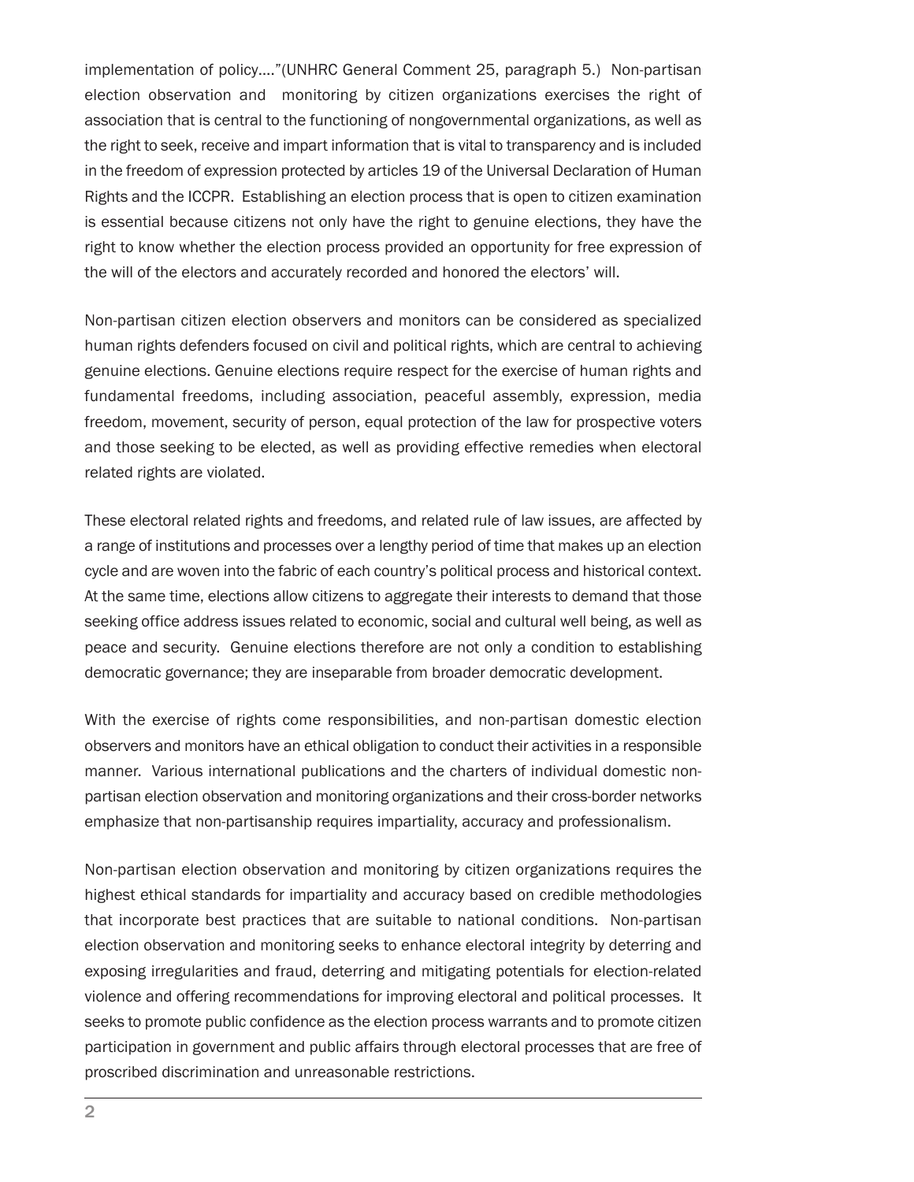implementation of policy…."(UNHRC General Comment 25, paragraph 5.) Non-partisan election observation and monitoring by citizen organizations exercises the right of association that is central to the functioning of nongovernmental organizations, as well as the right to seek, receive and impart information that is vital to transparency and is included in the freedom of expression protected by articles 19 of the Universal Declaration of Human Rights and the ICCPR. Establishing an election process that is open to citizen examination is essential because citizens not only have the right to genuine elections, they have the right to know whether the election process provided an opportunity for free expression of the will of the electors and accurately recorded and honored the electors' will.

Non-partisan citizen election observers and monitors can be considered as specialized human rights defenders focused on civil and political rights, which are central to achieving genuine elections. Genuine elections require respect for the exercise of human rights and fundamental freedoms, including association, peaceful assembly, expression, media freedom, movement, security of person, equal protection of the law for prospective voters and those seeking to be elected, as well as providing effective remedies when electoral related rights are violated.

These electoral related rights and freedoms, and related rule of law issues, are affected by a range of institutions and processes over a lengthy period of time that makes up an election cycle and are woven into the fabric of each country's political process and historical context. At the same time, elections allow citizens to aggregate their interests to demand that those seeking office address issues related to economic, social and cultural well being, as well as peace and security. Genuine elections therefore are not only a condition to establishing democratic governance; they are inseparable from broader democratic development.

With the exercise of rights come responsibilities, and non-partisan domestic election observers and monitors have an ethical obligation to conduct their activities in a responsible manner. Various international publications and the charters of individual domestic non-partisan election observation and monitoring organizations and their cross-border networks emphasize that non-partisanship requires impartiality, accuracy and professionalism.

Non-partisan election observation and monitoring by citizen organizations requires the highest ethical standards for impartiality and accuracy based on credible methodologies that incorporate best practices that are suitable to national conditions. Non-partisan election observation and monitoring seeks to enhance electoral integrity by deterring and exposing irregularities and fraud, deterring and mitigating potentials for election-related violence and offering recommendations for improving electoral and political processes. It seeks to promote public confidence as the election process warrants and to promote citizen participation in government and public affairs through electoral processes that are free of proscribed discrimination and unreasonable restrictions.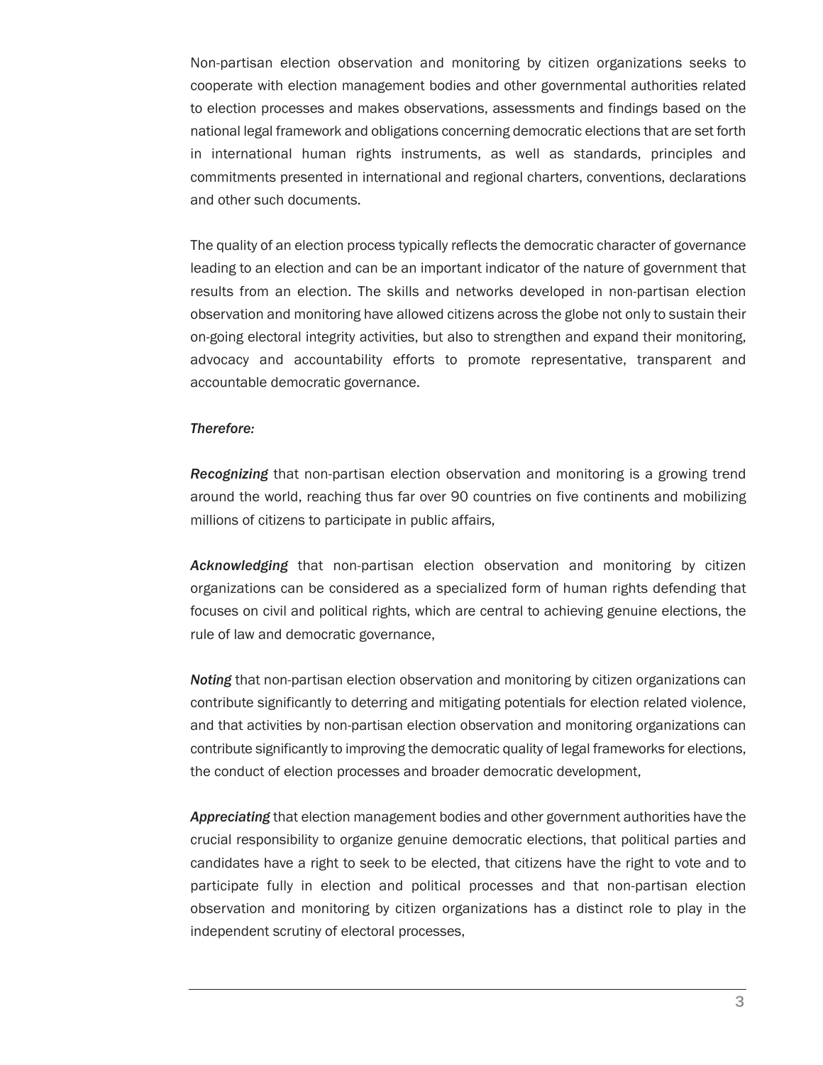Non-partisan election observation and monitoring by citizen organizations seeks to cooperate with election management bodies and other governmental authorities related to election processes and makes observations, assessments and findings based on the national legal framework and obligations concerning democratic elections that are set forth in international human rights instruments, as well as standards, principles and commitments presented in international and regional charters, conventions, declarations and other such documents.

The quality of an election process typically reflects the democratic character of governance leading to an election and can be an important indicator of the nature of government that results from an election. The skills and networks developed in non-partisan election observation and monitoring have allowed citizens across the globe not only to sustain their on-going electoral integrity activities, but also to strengthen and expand their monitoring, advocacy and accountability efforts to promote representative, transparent and accountable democratic governance.

*Therefore:*

***Recognizing*** that non-partisan election observation and monitoring is a growing trend around the world, reaching thus far over 90 countries on five continents and mobilizing millions of citizens to participate in public affairs,

***Acknowledging*** that non-partisan election observation and monitoring by citizen organizations can be considered as a specialized form of human rights defending that focuses on civil and political rights, which are central to achieving genuine elections, the rule of law and democratic governance,

***Noting*** that non-partisan election observation and monitoring by citizen organizations can contribute significantly to deterring and mitigating potentials for election related violence, and that activities by non-partisan election observation and monitoring organizations can contribute significantly to improving the democratic quality of legal frameworks for elections, the conduct of election processes and broader democratic development,

***Appreciating*** that election management bodies and other government authorities have the crucial responsibility to organize genuine democratic elections, that political parties and candidates have a right to seek to be elected, that citizens have the right to vote and to participate fully in election and political processes and that non-partisan election observation and monitoring by citizen organizations has a distinct role to play in the independent scrutiny of electoral processes,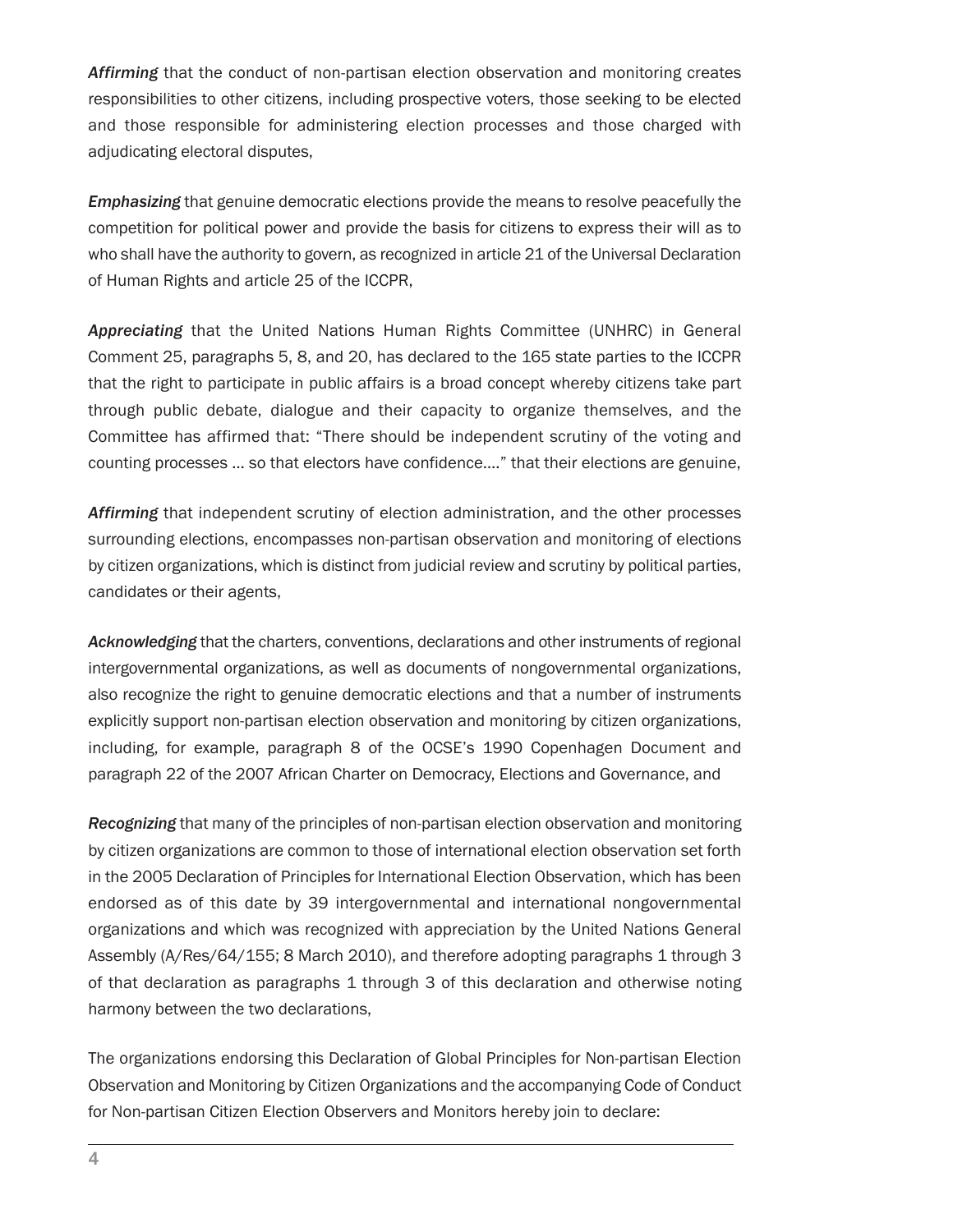***Affirming*** that the conduct of non-partisan election observation and monitoring creates responsibilities to other citizens, including prospective voters, those seeking to be elected and those responsible for administering election processes and those charged with adjudicating electoral disputes,

***Emphasizing*** that genuine democratic elections provide the means to resolve peacefully the competition for political power and provide the basis for citizens to express their will as to who shall have the authority to govern, as recognized in article 21 of the Universal Declaration of Human Rights and article 25 of the ICCPR,

***Appreciating*** that the United Nations Human Rights Committee (UNHRC) in General Comment 25, paragraphs 5, 8, and 20, has declared to the 165 state parties to the ICCPR that the right to participate in public affairs is a broad concept whereby citizens take part through public debate, dialogue and their capacity to organize themselves, and the Committee has affirmed that: "There should be independent scrutiny of the voting and counting processes … so that electors have confidence…." that their elections are genuine,

***Affirming*** that independent scrutiny of election administration, and the other processes surrounding elections, encompasses non-partisan observation and monitoring of elections by citizen organizations, which is distinct from judicial review and scrutiny by political parties, candidates or their agents,

***Acknowledging*** that the charters, conventions, declarations and other instruments of regional intergovernmental organizations, as well as documents of nongovernmental organizations, also recognize the right to genuine democratic elections and that a number of instruments explicitly support non-partisan election observation and monitoring by citizen organizations, including, for example, paragraph 8 of the OCSE's 1990 Copenhagen Document and paragraph 22 of the 2007 African Charter on Democracy, Elections and Governance, and

***Recognizing*** that many of the principles of non-partisan election observation and monitoring by citizen organizations are common to those of international election observation set forth in the 2005 Declaration of Principles for International Election Observation, which has been endorsed as of this date by 39 intergovernmental and international nongovernmental organizations and which was recognized with appreciation by the United Nations General Assembly (A/Res/64/155; 8 March 2010), and therefore adopting paragraphs 1 through 3 of that declaration as paragraphs 1 through 3 of this declaration and otherwise noting harmony between the two declarations,

The organizations endorsing this Declaration of Global Principles for Non-partisan Election Observation and Monitoring by Citizen Organizations and the accompanying Code of Conduct for Non-partisan Citizen Election Observers and Monitors hereby join to declare: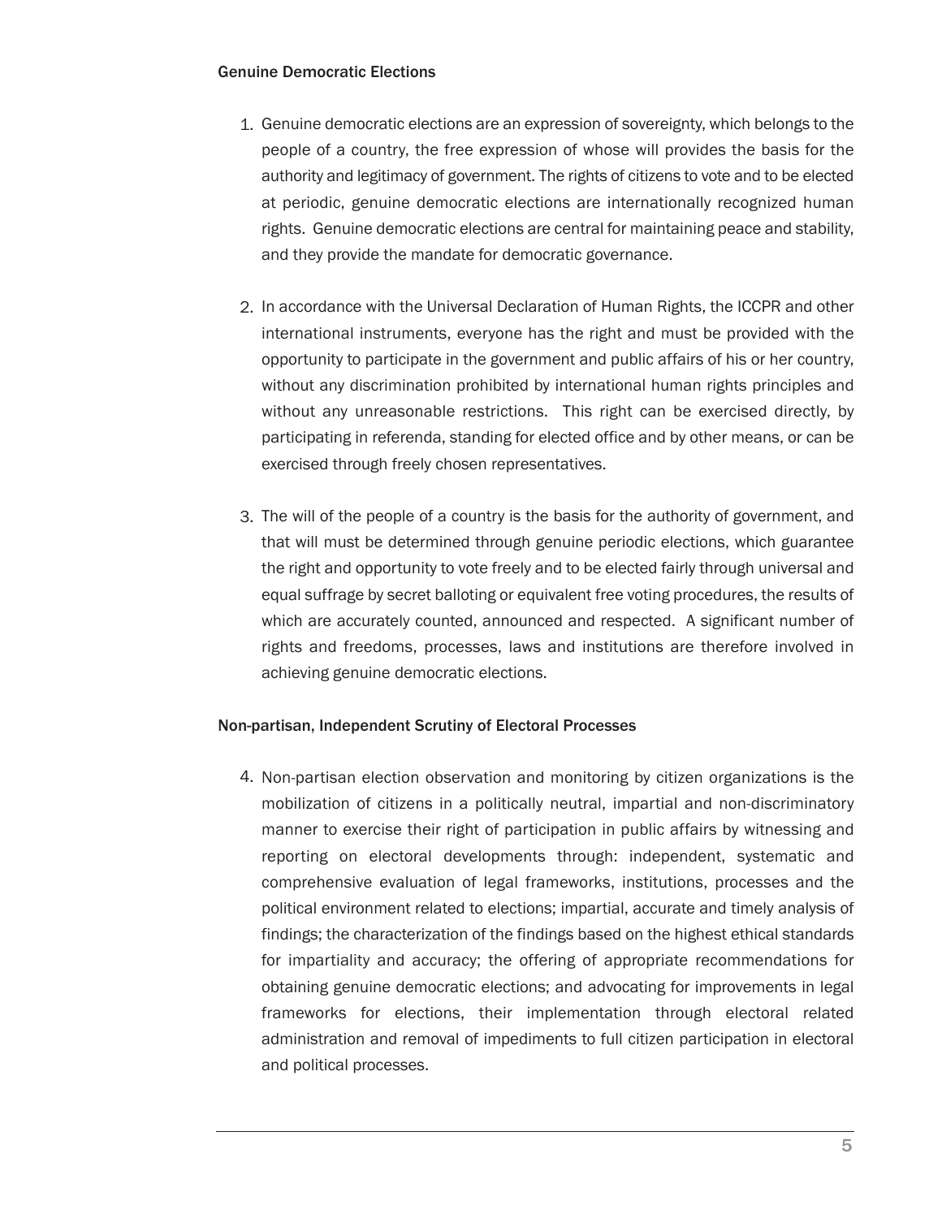## Genuine Democratic Elections

1. Genuine democratic elections are an expression of sovereignty, which belongs to the people of a country, the free expression of whose will provides the basis for the authority and legitimacy of government. The rights of citizens to vote and to be elected at periodic, genuine democratic elections are internationally recognized human rights. Genuine democratic elections are central for maintaining peace and stability, and they provide the mandate for democratic governance.

2. In accordance with the Universal Declaration of Human Rights, the ICCPR and other international instruments, everyone has the right and must be provided with the opportunity to participate in the government and public affairs of his or her country, without any discrimination prohibited by international human rights principles and without any unreasonable restrictions. This right can be exercised directly, by participating in referenda, standing for elected office and by other means, or can be exercised through freely chosen representatives.

3. The will of the people of a country is the basis for the authority of government, and that will must be determined through genuine periodic elections, which guarantee the right and opportunity to vote freely and to be elected fairly through universal and equal suffrage by secret balloting or equivalent free voting procedures, the results of which are accurately counted, announced and respected. A significant number of rights and freedoms, processes, laws and institutions are therefore involved in achieving genuine democratic elections.

## Non-partisan, Independent Scrutiny of Electoral Processes

4. Non-partisan election observation and monitoring by citizen organizations is the mobilization of citizens in a politically neutral, impartial and non-discriminatory manner to exercise their right of participation in public affairs by witnessing and reporting on electoral developments through: independent, systematic and comprehensive evaluation of legal frameworks, institutions, processes and the political environment related to elections; impartial, accurate and timely analysis of findings; the characterization of the findings based on the highest ethical standards for impartiality and accuracy; the offering of appropriate recommendations for obtaining genuine democratic elections; and advocating for improvements in legal frameworks for elections, their implementation through electoral related administration and removal of impediments to full citizen participation in electoral and political processes.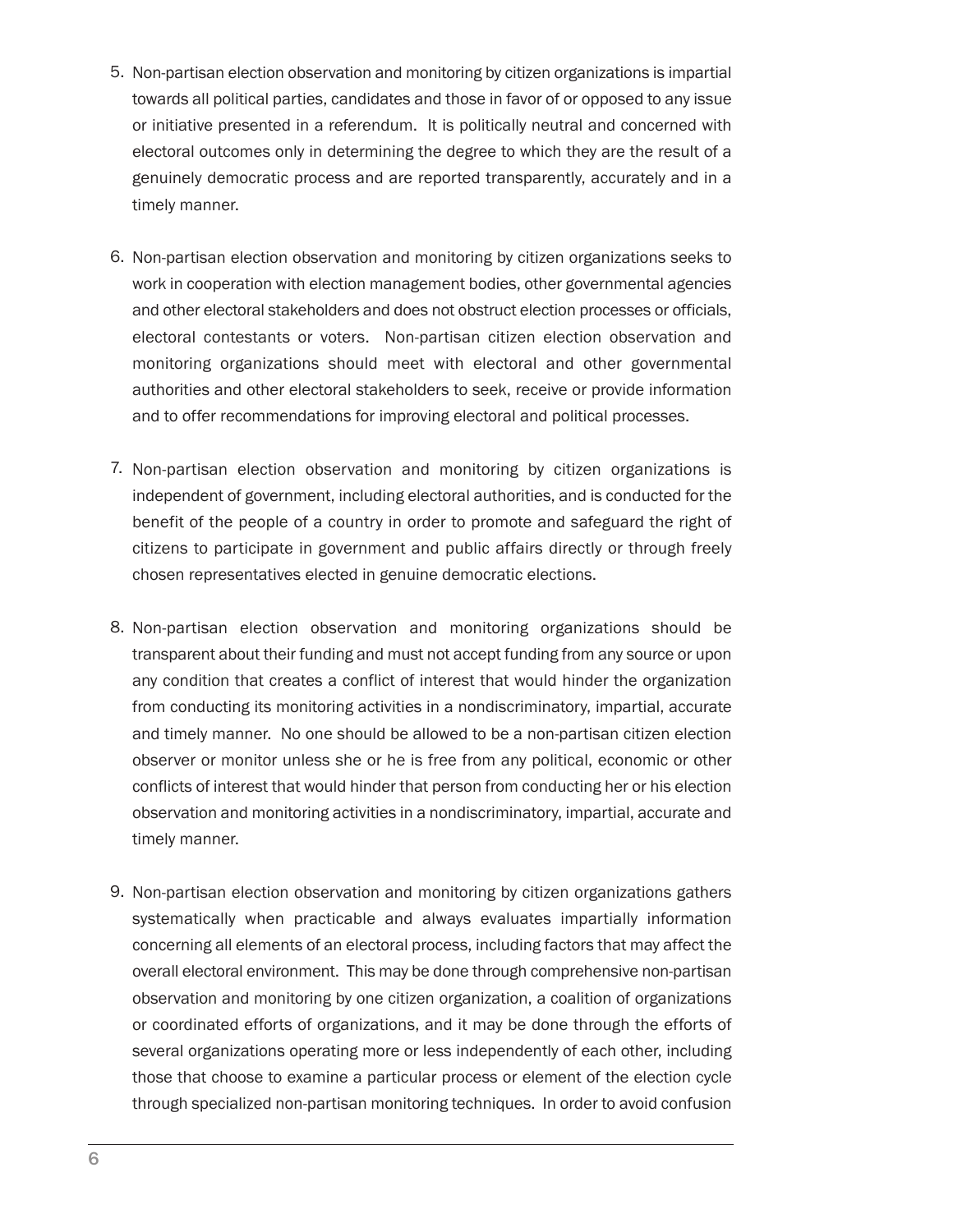5. Non-partisan election observation and monitoring by citizen organizations is impartial towards all political parties, candidates and those in favor of or opposed to any issue or initiative presented in a referendum. It is politically neutral and concerned with electoral outcomes only in determining the degree to which they are the result of a genuinely democratic process and are reported transparently, accurately and in a timely manner.

6. Non-partisan election observation and monitoring by citizen organizations seeks to work in cooperation with election management bodies, other governmental agencies and other electoral stakeholders and does not obstruct election processes or officials, electoral contestants or voters. Non-partisan citizen election observation and monitoring organizations should meet with electoral and other governmental authorities and other electoral stakeholders to seek, receive or provide information and to offer recommendations for improving electoral and political processes.

7. Non-partisan election observation and monitoring by citizen organizations is independent of government, including electoral authorities, and is conducted for the benefit of the people of a country in order to promote and safeguard the right of citizens to participate in government and public affairs directly or through freely chosen representatives elected in genuine democratic elections.

8. Non-partisan election observation and monitoring organizations should be transparent about their funding and must not accept funding from any source or upon any condition that creates a conflict of interest that would hinder the organization from conducting its monitoring activities in a nondiscriminatory, impartial, accurate and timely manner. No one should be allowed to be a non-partisan citizen election observer or monitor unless she or he is free from any political, economic or other conflicts of interest that would hinder that person from conducting her or his election observation and monitoring activities in a nondiscriminatory, impartial, accurate and timely manner.

9. Non-partisan election observation and monitoring by citizen organizations gathers systematically when practicable and always evaluates impartially information concerning all elements of an electoral process, including factors that may affect the overall electoral environment. This may be done through comprehensive non-partisan observation and monitoring by one citizen organization, a coalition of organizations or coordinated efforts of organizations, and it may be done through the efforts of several organizations operating more or less independently of each other, including those that choose to examine a particular process or element of the election cycle through specialized non-partisan monitoring techniques. In order to avoid confusion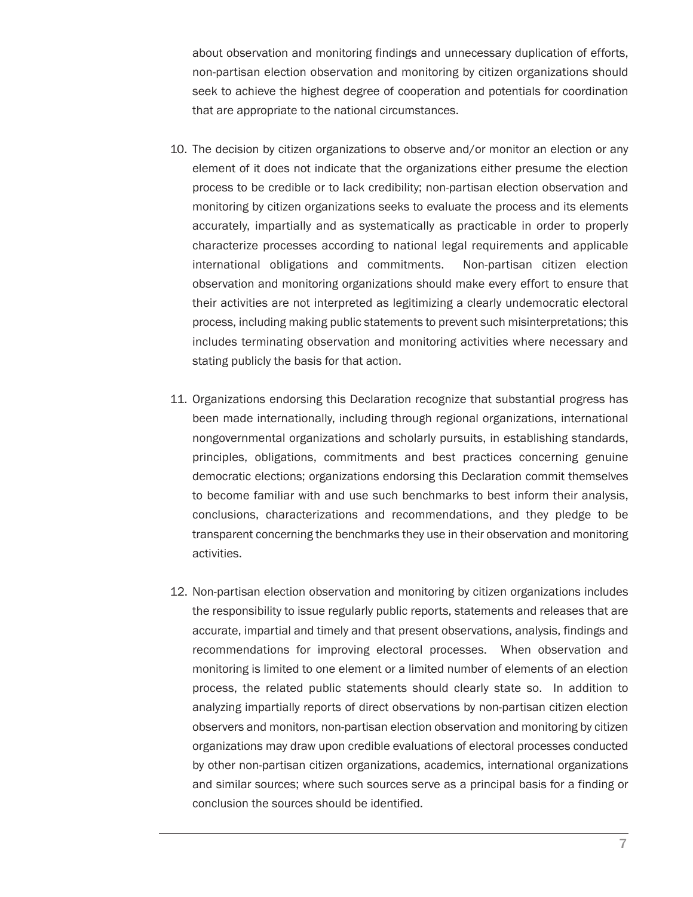about observation and monitoring findings and unnecessary duplication of efforts, non-partisan election observation and monitoring by citizen organizations should seek to achieve the highest degree of cooperation and potentials for coordination that are appropriate to the national circumstances.

10. The decision by citizen organizations to observe and/or monitor an election or any element of it does not indicate that the organizations either presume the election process to be credible or to lack credibility; non-partisan election observation and monitoring by citizen organizations seeks to evaluate the process and its elements accurately, impartially and as systematically as practicable in order to properly characterize processes according to national legal requirements and applicable international obligations and commitments. Non-partisan citizen election observation and monitoring organizations should make every effort to ensure that their activities are not interpreted as legitimizing a clearly undemocratic electoral process, including making public statements to prevent such misinterpretations; this includes terminating observation and monitoring activities where necessary and stating publicly the basis for that action.

11. Organizations endorsing this Declaration recognize that substantial progress has been made internationally, including through regional organizations, international nongovernmental organizations and scholarly pursuits, in establishing standards, principles, obligations, commitments and best practices concerning genuine democratic elections; organizations endorsing this Declaration commit themselves to become familiar with and use such benchmarks to best inform their analysis, conclusions, characterizations and recommendations, and they pledge to be transparent concerning the benchmarks they use in their observation and monitoring activities.

12. Non-partisan election observation and monitoring by citizen organizations includes the responsibility to issue regularly public reports, statements and releases that are accurate, impartial and timely and that present observations, analysis, findings and recommendations for improving electoral processes. When observation and monitoring is limited to one element or a limited number of elements of an election process, the related public statements should clearly state so. In addition to analyzing impartially reports of direct observations by non-partisan citizen election observers and monitors, non-partisan election observation and monitoring by citizen organizations may draw upon credible evaluations of electoral processes conducted by other non-partisan citizen organizations, academics, international organizations and similar sources; where such sources serve as a principal basis for a finding or conclusion the sources should be identified.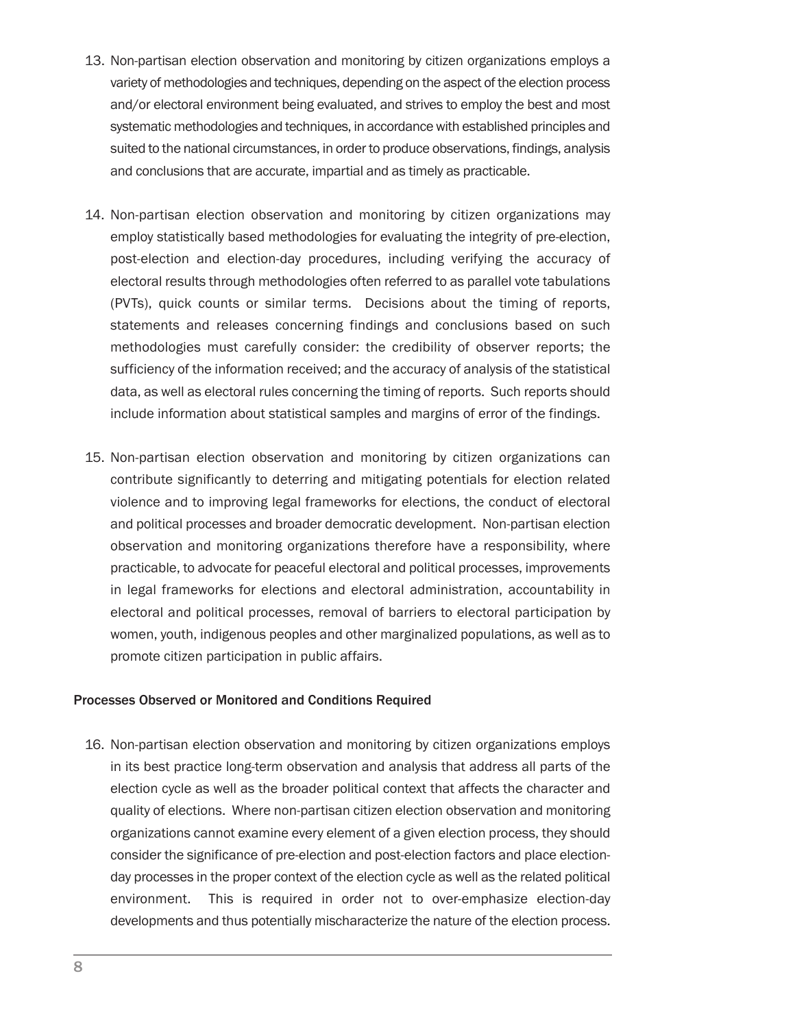13. Non-partisan election observation and monitoring by citizen organizations employs a variety of methodologies and techniques, depending on the aspect of the election process and/or electoral environment being evaluated, and strives to employ the best and most systematic methodologies and techniques, in accordance with established principles and suited to the national circumstances, in order to produce observations, findings, analysis and conclusions that are accurate, impartial and as timely as practicable.

14. Non-partisan election observation and monitoring by citizen organizations may employ statistically based methodologies for evaluating the integrity of pre-election, post-election and election-day procedures, including verifying the accuracy of electoral results through methodologies often referred to as parallel vote tabulations (PVTs), quick counts or similar terms. Decisions about the timing of reports, statements and releases concerning findings and conclusions based on such methodologies must carefully consider: the credibility of observer reports; the sufficiency of the information received; and the accuracy of analysis of the statistical data, as well as electoral rules concerning the timing of reports. Such reports should include information about statistical samples and margins of error of the findings.

15. Non-partisan election observation and monitoring by citizen organizations can contribute significantly to deterring and mitigating potentials for election related violence and to improving legal frameworks for elections, the conduct of electoral and political processes and broader democratic development. Non-partisan election observation and monitoring organizations therefore have a responsibility, where practicable, to advocate for peaceful electoral and political processes, improvements in legal frameworks for elections and electoral administration, accountability in electoral and political processes, removal of barriers to electoral participation by women, youth, indigenous peoples and other marginalized populations, as well as to promote citizen participation in public affairs.

### Processes Observed or Monitored and Conditions Required

16. Non-partisan election observation and monitoring by citizen organizations employs in its best practice long-term observation and analysis that address all parts of the election cycle as well as the broader political context that affects the character and quality of elections. Where non-partisan citizen election observation and monitoring organizations cannot examine every element of a given election process, they should consider the significance of pre-election and post-election factors and place election-day processes in the proper context of the election cycle as well as the related political environment. This is required in order not to over-emphasize election-day developments and thus potentially mischaracterize the nature of the election process.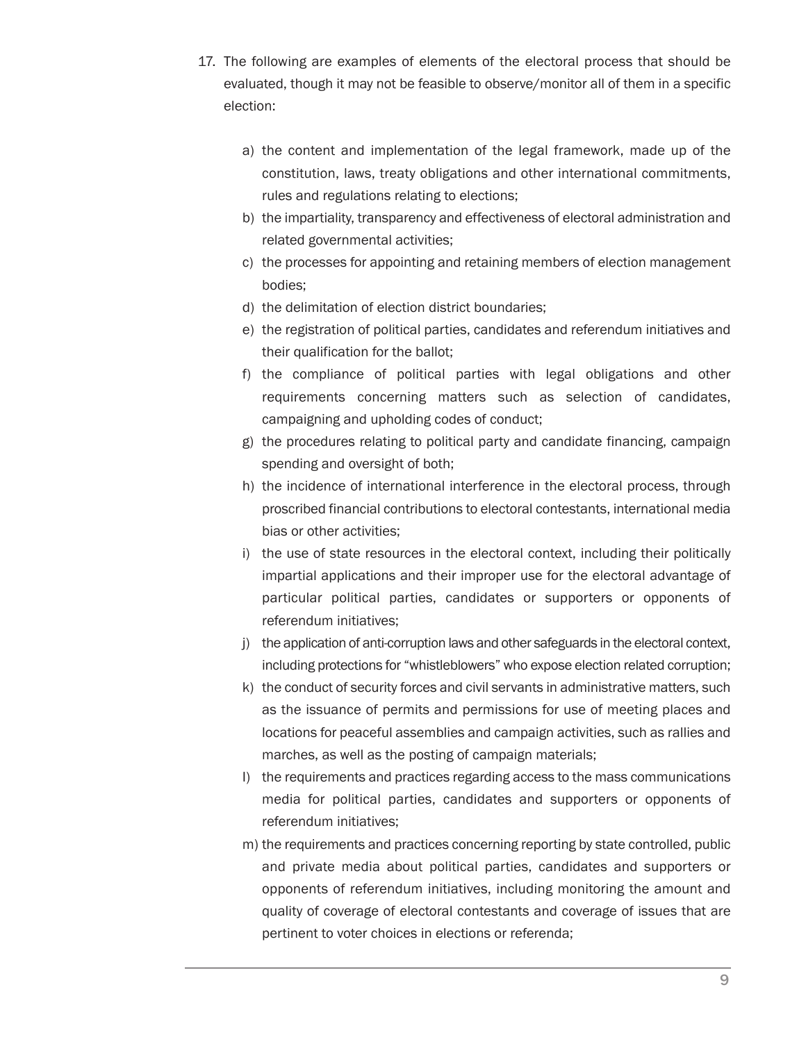17. The following are examples of elements of the electoral process that should be evaluated, though it may not be feasible to observe/monitor all of them in a specific election:

    a) the content and implementation of the legal framework, made up of the constitution, laws, treaty obligations and other international commitments, rules and regulations relating to elections;
    b) the impartiality, transparency and effectiveness of electoral administration and related governmental activities;
    c) the processes for appointing and retaining members of election management bodies;
    d) the delimitation of election district boundaries;
    e) the registration of political parties, candidates and referendum initiatives and their qualification for the ballot;
    f) the compliance of political parties with legal obligations and other requirements concerning matters such as selection of candidates, campaigning and upholding codes of conduct;
    g) the procedures relating to political party and candidate financing, campaign spending and oversight of both;
    h) the incidence of international interference in the electoral process, through proscribed financial contributions to electoral contestants, international media bias or other activities;
    i) the use of state resources in the electoral context, including their politically impartial applications and their improper use for the electoral advantage of particular political parties, candidates or supporters or opponents of referendum initiatives;
    j) the application of anti-corruption laws and other safeguards in the electoral context, including protections for "whistleblowers" who expose election related corruption;
    k) the conduct of security forces and civil servants in administrative matters, such as the issuance of permits and permissions for use of meeting places and locations for peaceful assemblies and campaign activities, such as rallies and marches, as well as the posting of campaign materials;
    l) the requirements and practices regarding access to the mass communications media for political parties, candidates and supporters or opponents of referendum initiatives;
    m) the requirements and practices concerning reporting by state controlled, public and private media about political parties, candidates and supporters or opponents of referendum initiatives, including monitoring the amount and quality of coverage of electoral contestants and coverage of issues that are pertinent to voter choices in elections or referenda;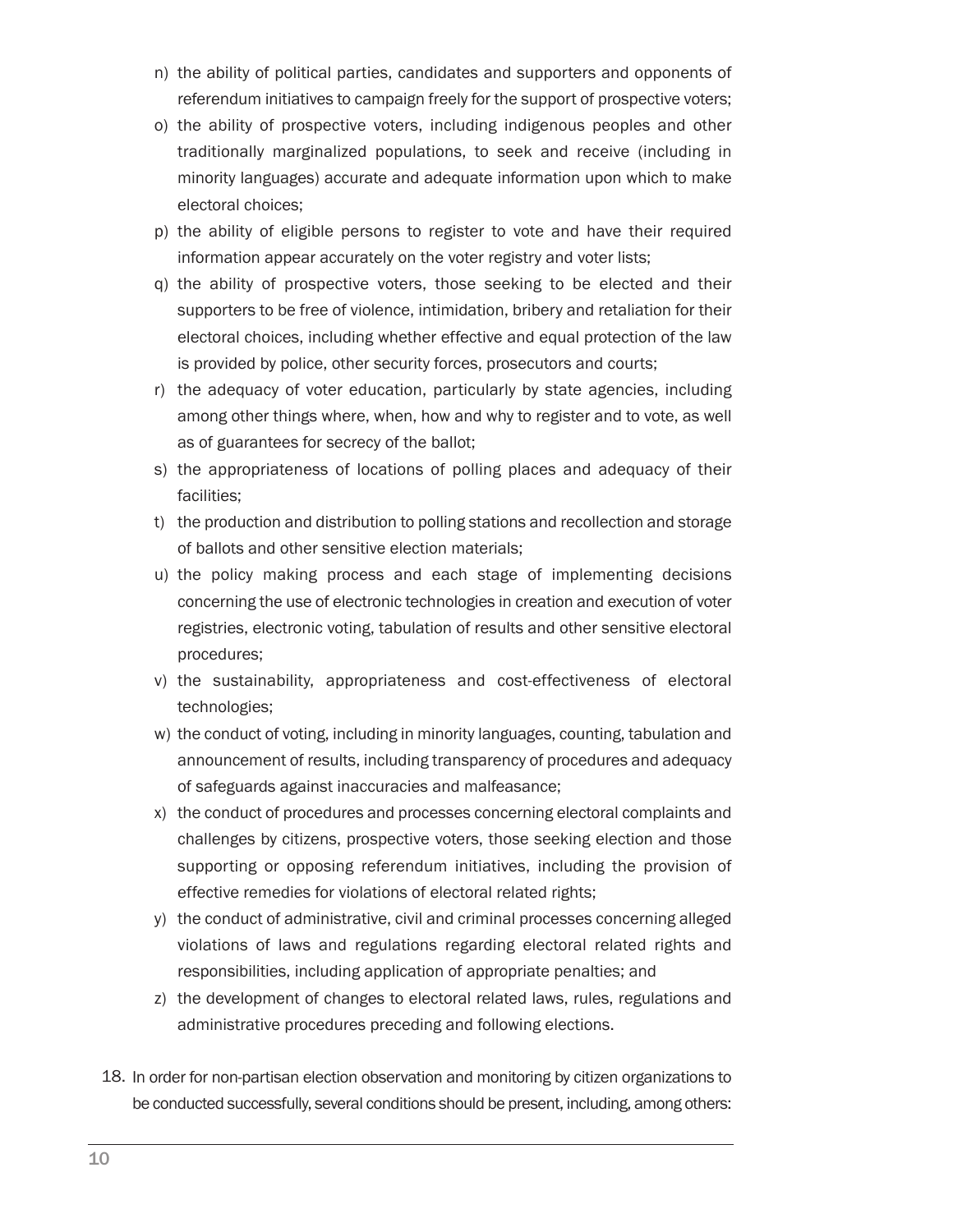n) the ability of political parties, candidates and supporters and opponents of referendum initiatives to campaign freely for the support of prospective voters;

o) the ability of prospective voters, including indigenous peoples and other traditionally marginalized populations, to seek and receive (including in minority languages) accurate and adequate information upon which to make electoral choices;

p) the ability of eligible persons to register to vote and have their required information appear accurately on the voter registry and voter lists;

q) the ability of prospective voters, those seeking to be elected and their supporters to be free of violence, intimidation, bribery and retaliation for their electoral choices, including whether effective and equal protection of the law is provided by police, other security forces, prosecutors and courts;

r) the adequacy of voter education, particularly by state agencies, including among other things where, when, how and why to register and to vote, as well as of guarantees for secrecy of the ballot;

s) the appropriateness of locations of polling places and adequacy of their facilities;

t) the production and distribution to polling stations and recollection and storage of ballots and other sensitive election materials;

u) the policy making process and each stage of implementing decisions concerning the use of electronic technologies in creation and execution of voter registries, electronic voting, tabulation of results and other sensitive electoral procedures;

v) the sustainability, appropriateness and cost-effectiveness of electoral technologies;

w) the conduct of voting, including in minority languages, counting, tabulation and announcement of results, including transparency of procedures and adequacy of safeguards against inaccuracies and malfeasance;

x) the conduct of procedures and processes concerning electoral complaints and challenges by citizens, prospective voters, those seeking election and those supporting or opposing referendum initiatives, including the provision of effective remedies for violations of electoral related rights;

y) the conduct of administrative, civil and criminal processes concerning alleged violations of laws and regulations regarding electoral related rights and responsibilities, including application of appropriate penalties; and

z) the development of changes to electoral related laws, rules, regulations and administrative procedures preceding and following elections.

18. In order for non-partisan election observation and monitoring by citizen organizations to be conducted successfully, several conditions should be present, including, among others: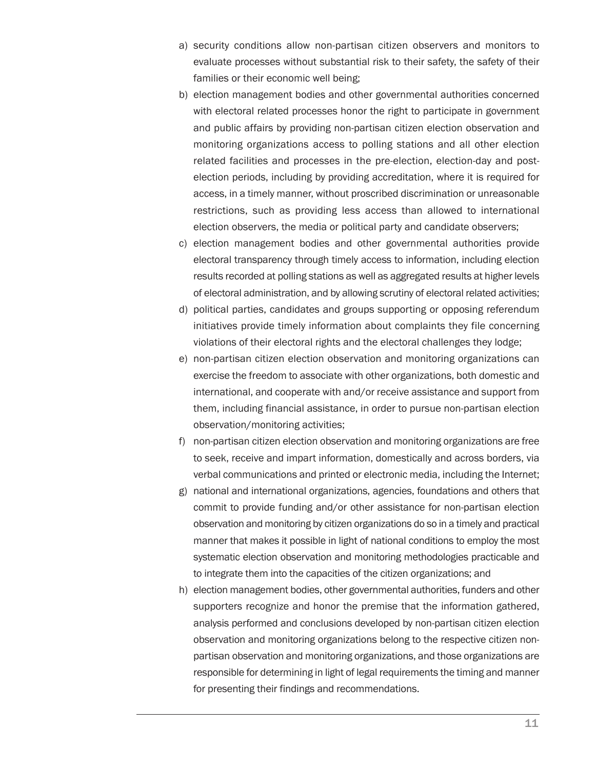a) security conditions allow non-partisan citizen observers and monitors to evaluate processes without substantial risk to their safety, the safety of their families or their economic well being;
b) election management bodies and other governmental authorities concerned with electoral related processes honor the right to participate in government and public affairs by providing non-partisan citizen election observation and monitoring organizations access to polling stations and all other election related facilities and processes in the pre-election, election-day and post-election periods, including by providing accreditation, where it is required for access, in a timely manner, without proscribed discrimination or unreasonable restrictions, such as providing less access than allowed to international election observers, the media or political party and candidate observers;
c) election management bodies and other governmental authorities provide electoral transparency through timely access to information, including election results recorded at polling stations as well as aggregated results at higher levels of electoral administration, and by allowing scrutiny of electoral related activities;
d) political parties, candidates and groups supporting or opposing referendum initiatives provide timely information about complaints they file concerning violations of their electoral rights and the electoral challenges they lodge;
e) non-partisan citizen election observation and monitoring organizations can exercise the freedom to associate with other organizations, both domestic and international, and cooperate with and/or receive assistance and support from them, including financial assistance, in order to pursue non-partisan election observation/monitoring activities;
f) non-partisan citizen election observation and monitoring organizations are free to seek, receive and impart information, domestically and across borders, via verbal communications and printed or electronic media, including the Internet;
g) national and international organizations, agencies, foundations and others that commit to provide funding and/or other assistance for non-partisan election observation and monitoring by citizen organizations do so in a timely and practical manner that makes it possible in light of national conditions to employ the most systematic election observation and monitoring methodologies practicable and to integrate them into the capacities of the citizen organizations; and
h) election management bodies, other governmental authorities, funders and other supporters recognize and honor the premise that the information gathered, analysis performed and conclusions developed by non-partisan citizen election observation and monitoring organizations belong to the respective citizen non-partisan observation and monitoring organizations, and those organizations are responsible for determining in light of legal requirements the timing and manner for presenting their findings and recommendations.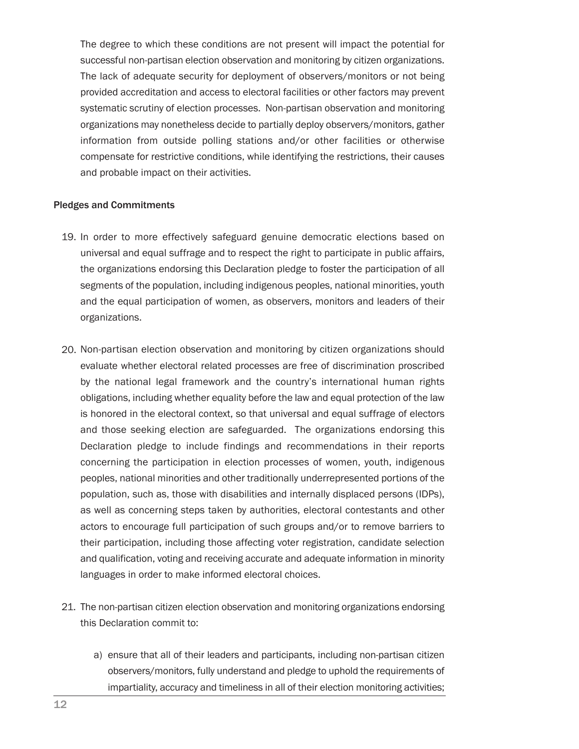The degree to which these conditions are not present will impact the potential for successful non-partisan election observation and monitoring by citizen organizations. The lack of adequate security for deployment of observers/monitors or not being provided accreditation and access to electoral facilities or other factors may prevent systematic scrutiny of election processes. Non-partisan observation and monitoring organizations may nonetheless decide to partially deploy observers/monitors, gather information from outside polling stations and/or other facilities or otherwise compensate for restrictive conditions, while identifying the restrictions, their causes and probable impact on their activities.

### Pledges and Commitments

19. In order to more effectively safeguard genuine democratic elections based on universal and equal suffrage and to respect the right to participate in public affairs, the organizations endorsing this Declaration pledge to foster the participation of all segments of the population, including indigenous peoples, national minorities, youth and the equal participation of women, as observers, monitors and leaders of their organizations.

20. Non-partisan election observation and monitoring by citizen organizations should evaluate whether electoral related processes are free of discrimination proscribed by the national legal framework and the country's international human rights obligations, including whether equality before the law and equal protection of the law is honored in the electoral context, so that universal and equal suffrage of electors and those seeking election are safeguarded. The organizations endorsing this Declaration pledge to include findings and recommendations in their reports concerning the participation in election processes of women, youth, indigenous peoples, national minorities and other traditionally underrepresented portions of the population, such as, those with disabilities and internally displaced persons (IDPs), as well as concerning steps taken by authorities, electoral contestants and other actors to encourage full participation of such groups and/or to remove barriers to their participation, including those affecting voter registration, candidate selection and qualification, voting and receiving accurate and adequate information in minority languages in order to make informed electoral choices.

21. The non-partisan citizen election observation and monitoring organizations endorsing this Declaration commit to:

    a) ensure that all of their leaders and participants, including non-partisan citizen observers/monitors, fully understand and pledge to uphold the requirements of impartiality, accuracy and timeliness in all of their election monitoring activities;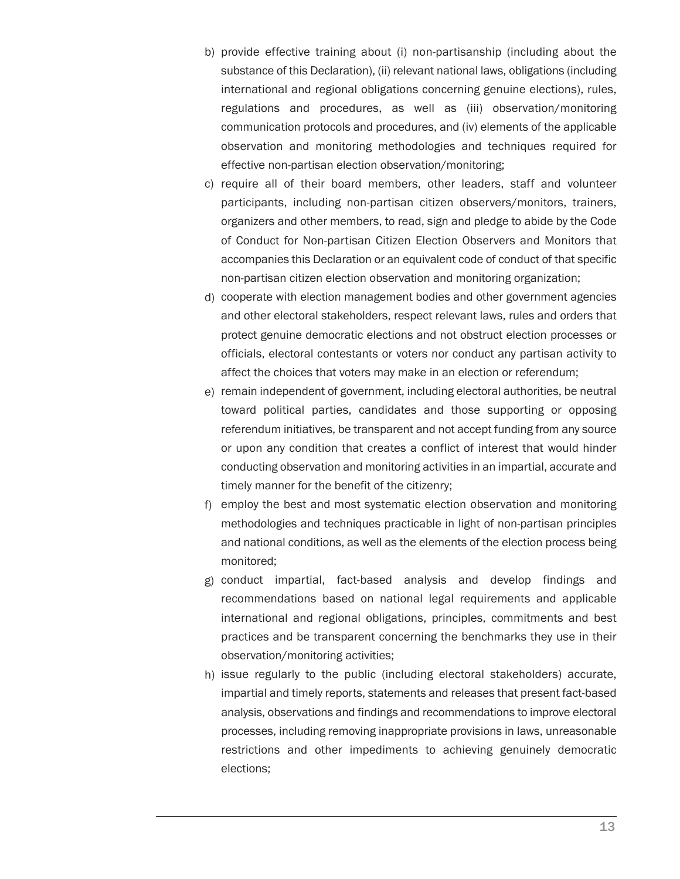b) provide effective training about (i) non-partisanship (including about the substance of this Declaration), (ii) relevant national laws, obligations (including international and regional obligations concerning genuine elections), rules, regulations and procedures, as well as (iii) observation/monitoring communication protocols and procedures, and (iv) elements of the applicable observation and monitoring methodologies and techniques required for effective non-partisan election observation/monitoring;

c) require all of their board members, other leaders, staff and volunteer participants, including non-partisan citizen observers/monitors, trainers, organizers and other members, to read, sign and pledge to abide by the Code of Conduct for Non-partisan Citizen Election Observers and Monitors that accompanies this Declaration or an equivalent code of conduct of that specific non-partisan citizen election observation and monitoring organization;

d) cooperate with election management bodies and other government agencies and other electoral stakeholders, respect relevant laws, rules and orders that protect genuine democratic elections and not obstruct election processes or officials, electoral contestants or voters nor conduct any partisan activity to affect the choices that voters may make in an election or referendum;

e) remain independent of government, including electoral authorities, be neutral toward political parties, candidates and those supporting or opposing referendum initiatives, be transparent and not accept funding from any source or upon any condition that creates a conflict of interest that would hinder conducting observation and monitoring activities in an impartial, accurate and timely manner for the benefit of the citizenry;

f) employ the best and most systematic election observation and monitoring methodologies and techniques practicable in light of non-partisan principles and national conditions, as well as the elements of the election process being monitored;

g) conduct impartial, fact-based analysis and develop findings and recommendations based on national legal requirements and applicable international and regional obligations, principles, commitments and best practices and be transparent concerning the benchmarks they use in their observation/monitoring activities;

h) issue regularly to the public (including electoral stakeholders) accurate, impartial and timely reports, statements and releases that present fact-based analysis, observations and findings and recommendations to improve electoral processes, including removing inappropriate provisions in laws, unreasonable restrictions and other impediments to achieving genuinely democratic elections;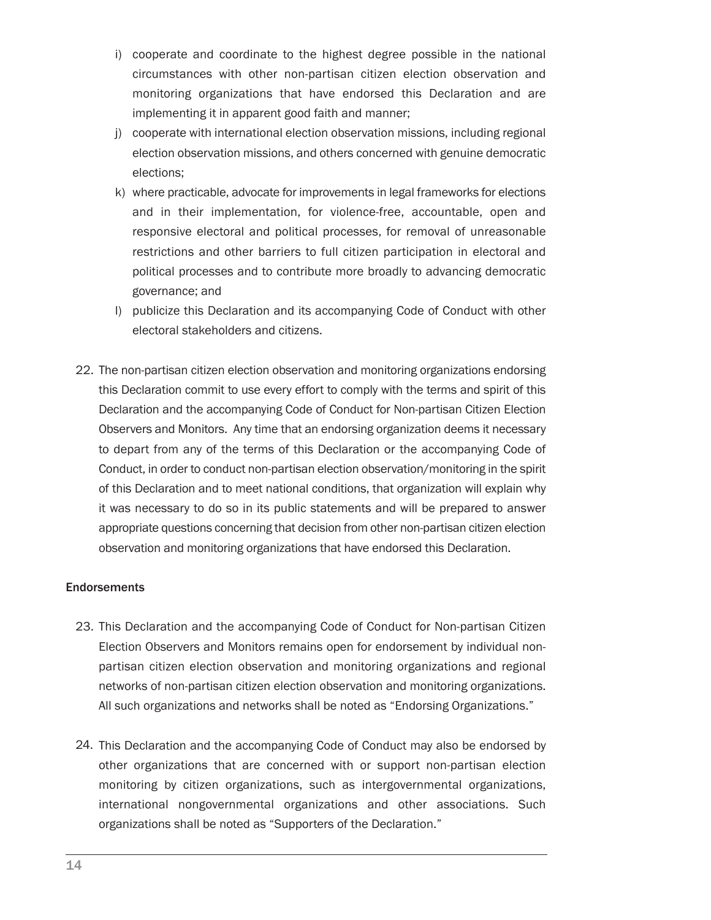i) cooperate and coordinate to the highest degree possible in the national circumstances with other non-partisan citizen election observation and monitoring organizations that have endorsed this Declaration and are implementing it in apparent good faith and manner;

j) cooperate with international election observation missions, including regional election observation missions, and others concerned with genuine democratic elections;

k) where practicable, advocate for improvements in legal frameworks for elections and in their implementation, for violence-free, accountable, open and responsive electoral and political processes, for removal of unreasonable restrictions and other barriers to full citizen participation in electoral and political processes and to contribute more broadly to advancing democratic governance; and

l) publicize this Declaration and its accompanying Code of Conduct with other electoral stakeholders and citizens.

22. The non-partisan citizen election observation and monitoring organizations endorsing this Declaration commit to use every effort to comply with the terms and spirit of this Declaration and the accompanying Code of Conduct for Non-partisan Citizen Election Observers and Monitors. Any time that an endorsing organization deems it necessary to depart from any of the terms of this Declaration or the accompanying Code of Conduct, in order to conduct non-partisan election observation/monitoring in the spirit of this Declaration and to meet national conditions, that organization will explain why it was necessary to do so in its public statements and will be prepared to answer appropriate questions concerning that decision from other non-partisan citizen election observation and monitoring organizations that have endorsed this Declaration.

### Endorsements

23. This Declaration and the accompanying Code of Conduct for Non-partisan Citizen Election Observers and Monitors remains open for endorsement by individual non-partisan citizen election observation and monitoring organizations and regional networks of non-partisan citizen election observation and monitoring organizations. All such organizations and networks shall be noted as "Endorsing Organizations."

24. This Declaration and the accompanying Code of Conduct may also be endorsed by other organizations that are concerned with or support non-partisan election monitoring by citizen organizations, such as intergovernmental organizations, international nongovernmental organizations and other associations. Such organizations shall be noted as "Supporters of the Declaration."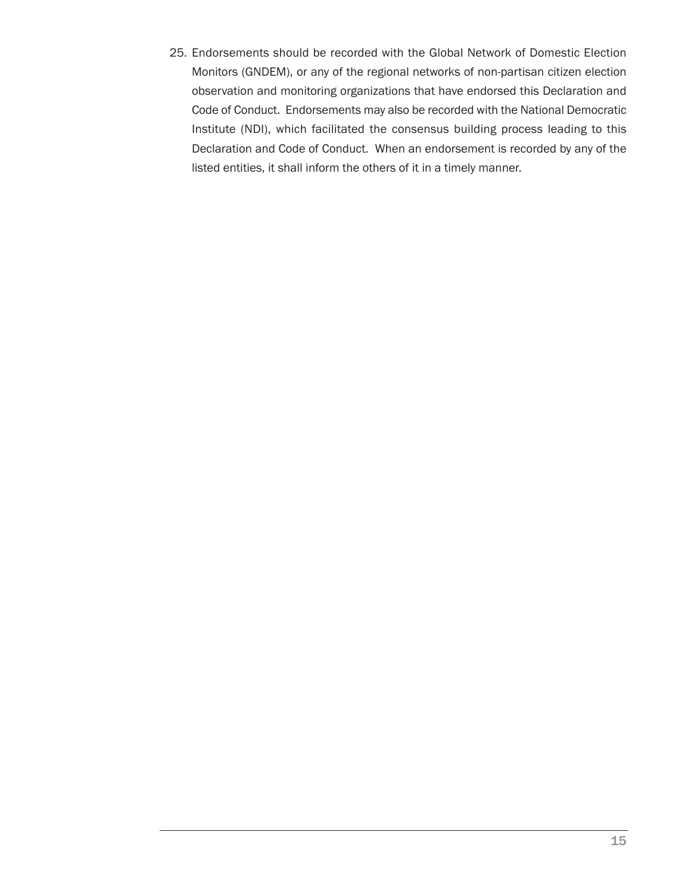25. Endorsements should be recorded with the Global Network of Domestic Election Monitors (GNDEM), or any of the regional networks of non-partisan citizen election observation and monitoring organizations that have endorsed this Declaration and Code of Conduct. Endorsements may also be recorded with the National Democratic Institute (NDI), which facilitated the consensus building process leading to this Declaration and Code of Conduct. When an endorsement is recorded by any of the listed entities, it shall inform the others of it in a timely manner.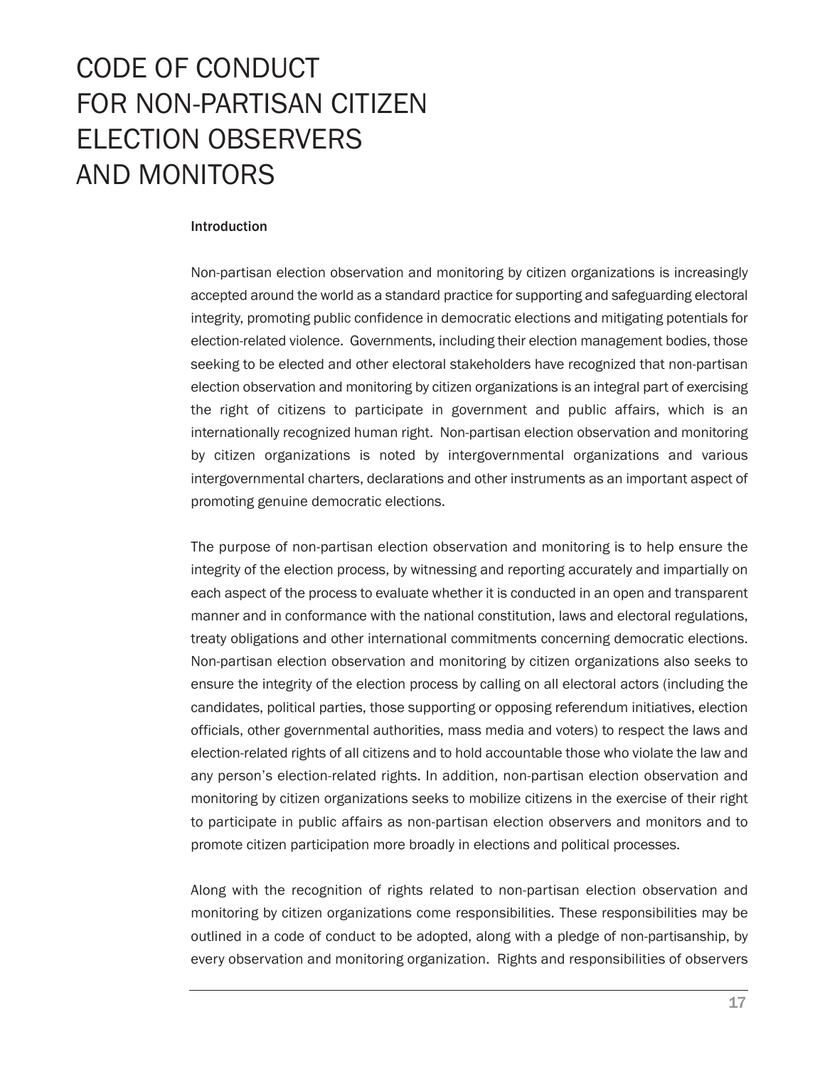# CODE OF CONDUCT FOR NON-PARTISAN CITIZEN ELECTION OBSERVERS AND MONITORS

## Introduction

Non-partisan election observation and monitoring by citizen organizations is increasingly accepted around the world as a standard practice for supporting and safeguarding electoral integrity, promoting public confidence in democratic elections and mitigating potentials for election-related violence. Governments, including their election management bodies, those seeking to be elected and other electoral stakeholders have recognized that non-partisan election observation and monitoring by citizen organizations is an integral part of exercising the right of citizens to participate in government and public affairs, which is an internationally recognized human right. Non-partisan election observation and monitoring by citizen organizations is noted by intergovernmental organizations and various intergovernmental charters, declarations and other instruments as an important aspect of promoting genuine democratic elections.

The purpose of non-partisan election observation and monitoring is to help ensure the integrity of the election process, by witnessing and reporting accurately and impartially on each aspect of the process to evaluate whether it is conducted in an open and transparent manner and in conformance with the national constitution, laws and electoral regulations, treaty obligations and other international commitments concerning democratic elections. Non-partisan election observation and monitoring by citizen organizations also seeks to ensure the integrity of the election process by calling on all electoral actors (including the candidates, political parties, those supporting or opposing referendum initiatives, election officials, other governmental authorities, mass media and voters) to respect the laws and election-related rights of all citizens and to hold accountable those who violate the law and any person's election-related rights. In addition, non-partisan election observation and monitoring by citizen organizations seeks to mobilize citizens in the exercise of their right to participate in public affairs as non-partisan election observers and monitors and to promote citizen participation more broadly in elections and political processes.

Along with the recognition of rights related to non-partisan election observation and monitoring by citizen organizations come responsibilities. These responsibilities may be outlined in a code of conduct to be adopted, along with a pledge of non-partisanship, by every observation and monitoring organization. Rights and responsibilities of observers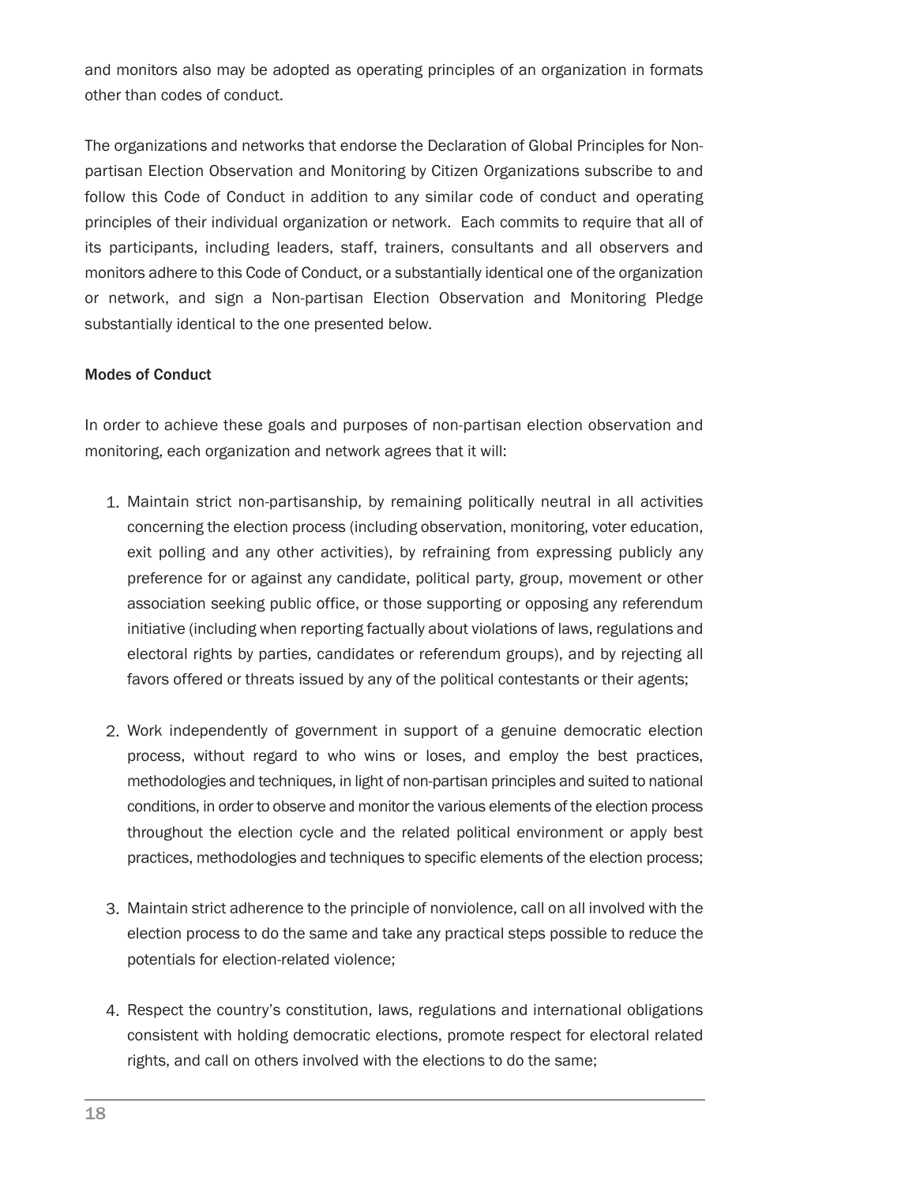and monitors also may be adopted as operating principles of an organization in formats other than codes of conduct.

The organizations and networks that endorse the Declaration of Global Principles for Non-partisan Election Observation and Monitoring by Citizen Organizations subscribe to and follow this Code of Conduct in addition to any similar code of conduct and operating principles of their individual organization or network. Each commits to require that all of its participants, including leaders, staff, trainers, consultants and all observers and monitors adhere to this Code of Conduct, or a substantially identical one of the organization or network, and sign a Non-partisan Election Observation and Monitoring Pledge substantially identical to the one presented below.

### Modes of Conduct

In order to achieve these goals and purposes of non-partisan election observation and monitoring, each organization and network agrees that it will:

1. Maintain strict non-partisanship, by remaining politically neutral in all activities concerning the election process (including observation, monitoring, voter education, exit polling and any other activities), by refraining from expressing publicly any preference for or against any candidate, political party, group, movement or other association seeking public office, or those supporting or opposing any referendum initiative (including when reporting factually about violations of laws, regulations and electoral rights by parties, candidates or referendum groups), and by rejecting all favors offered or threats issued by any of the political contestants or their agents;

2. Work independently of government in support of a genuine democratic election process, without regard to who wins or loses, and employ the best practices, methodologies and techniques, in light of non-partisan principles and suited to national conditions, in order to observe and monitor the various elements of the election process throughout the election cycle and the related political environment or apply best practices, methodologies and techniques to specific elements of the election process;

3. Maintain strict adherence to the principle of nonviolence, call on all involved with the election process to do the same and take any practical steps possible to reduce the potentials for election-related violence;

4. Respect the country's constitution, laws, regulations and international obligations consistent with holding democratic elections, promote respect for electoral related rights, and call on others involved with the elections to do the same;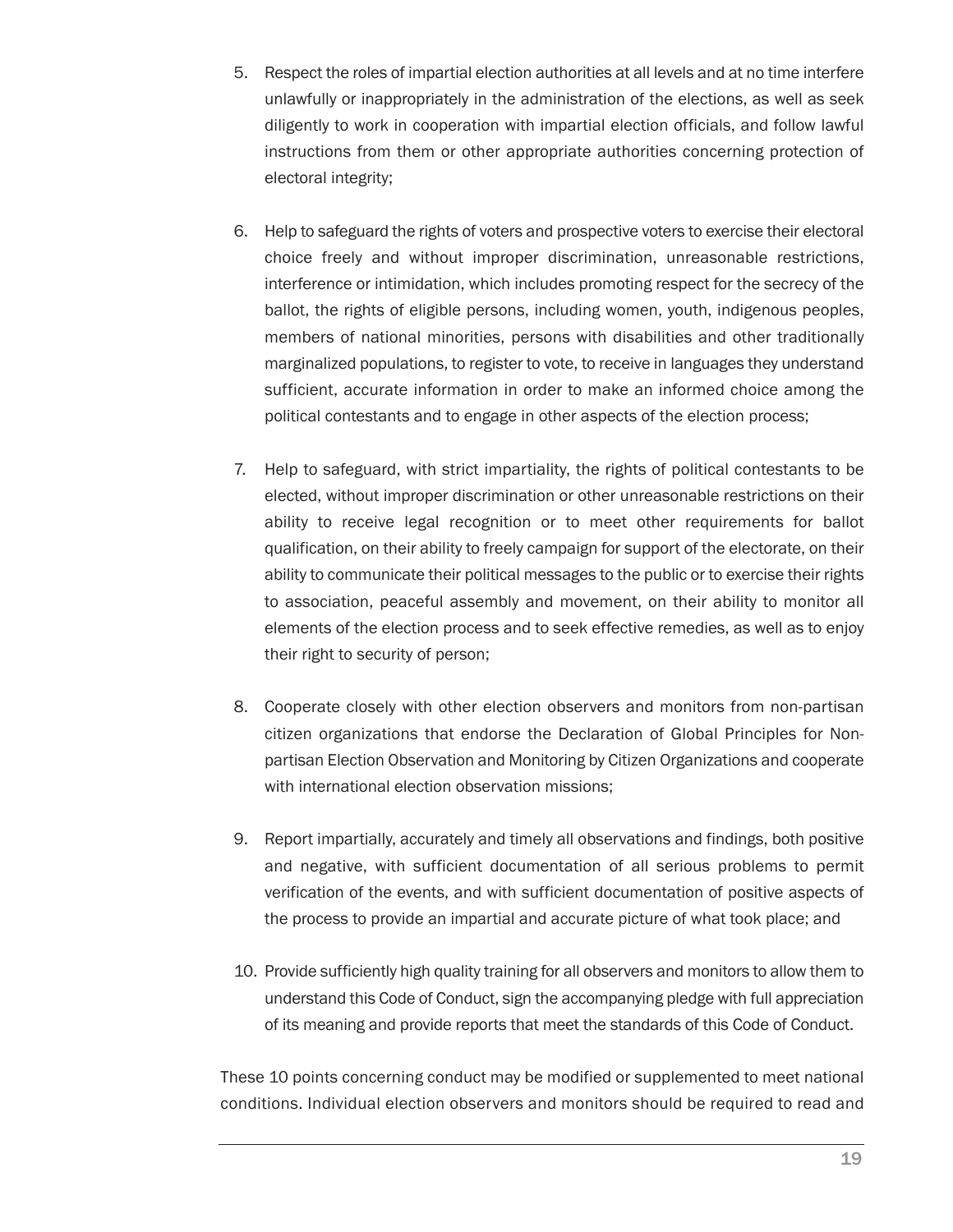5. Respect the roles of impartial election authorities at all levels and at no time interfere unlawfully or inappropriately in the administration of the elections, as well as seek diligently to work in cooperation with impartial election officials, and follow lawful instructions from them or other appropriate authorities concerning protection of electoral integrity;

6. Help to safeguard the rights of voters and prospective voters to exercise their electoral choice freely and without improper discrimination, unreasonable restrictions, interference or intimidation, which includes promoting respect for the secrecy of the ballot, the rights of eligible persons, including women, youth, indigenous peoples, members of national minorities, persons with disabilities and other traditionally marginalized populations, to register to vote, to receive in languages they understand sufficient, accurate information in order to make an informed choice among the political contestants and to engage in other aspects of the election process;

7. Help to safeguard, with strict impartiality, the rights of political contestants to be elected, without improper discrimination or other unreasonable restrictions on their ability to receive legal recognition or to meet other requirements for ballot qualification, on their ability to freely campaign for support of the electorate, on their ability to communicate their political messages to the public or to exercise their rights to association, peaceful assembly and movement, on their ability to monitor all elements of the election process and to seek effective remedies, as well as to enjoy their right to security of person;

8. Cooperate closely with other election observers and monitors from non-partisan citizen organizations that endorse the Declaration of Global Principles for Non-partisan Election Observation and Monitoring by Citizen Organizations and cooperate with international election observation missions;

9. Report impartially, accurately and timely all observations and findings, both positive and negative, with sufficient documentation of all serious problems to permit verification of the events, and with sufficient documentation of positive aspects of the process to provide an impartial and accurate picture of what took place; and

10. Provide sufficiently high quality training for all observers and monitors to allow them to understand this Code of Conduct, sign the accompanying pledge with full appreciation of its meaning and provide reports that meet the standards of this Code of Conduct.

These 10 points concerning conduct may be modified or supplemented to meet national conditions. Individual election observers and monitors should be required to read and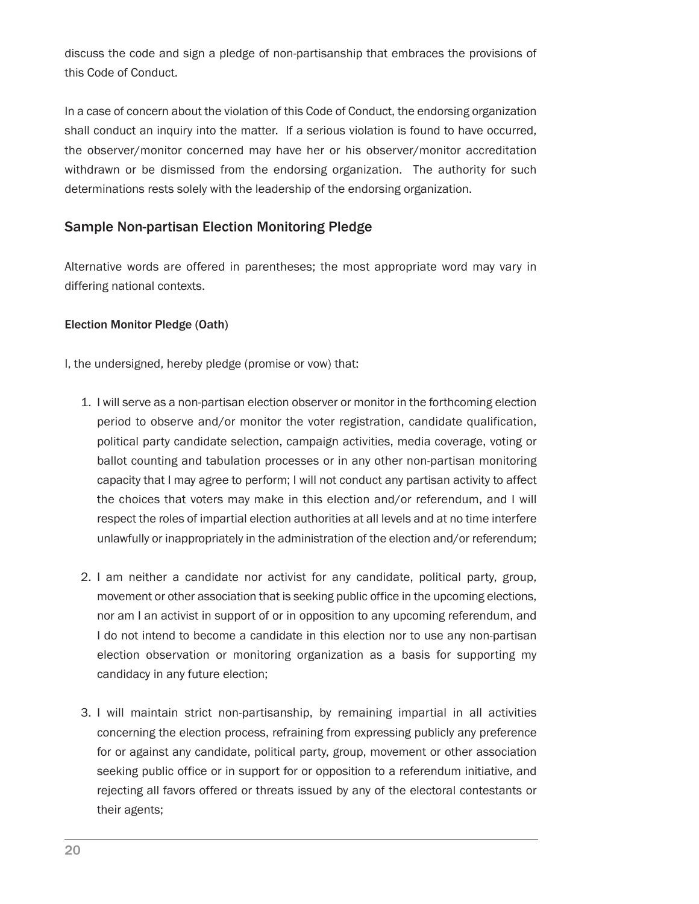discuss the code and sign a pledge of non-partisanship that embraces the provisions of this Code of Conduct.

In a case of concern about the violation of this Code of Conduct, the endorsing organization shall conduct an inquiry into the matter. If a serious violation is found to have occurred, the observer/monitor concerned may have her or his observer/monitor accreditation withdrawn or be dismissed from the endorsing organization. The authority for such determinations rests solely with the leadership of the endorsing organization.

## Sample Non-partisan Election Monitoring Pledge

Alternative words are offered in parentheses; the most appropriate word may vary in differing national contexts.

### Election Monitor Pledge (Oath)

I, the undersigned, hereby pledge (promise or vow) that:

1. I will serve as a non-partisan election observer or monitor in the forthcoming election period to observe and/or monitor the voter registration, candidate qualification, political party candidate selection, campaign activities, media coverage, voting or ballot counting and tabulation processes or in any other non-partisan monitoring capacity that I may agree to perform; I will not conduct any partisan activity to affect the choices that voters may make in this election and/or referendum, and I will respect the roles of impartial election authorities at all levels and at no time interfere unlawfully or inappropriately in the administration of the election and/or referendum;

2. I am neither a candidate nor activist for any candidate, political party, group, movement or other association that is seeking public office in the upcoming elections, nor am I an activist in support of or in opposition to any upcoming referendum, and I do not intend to become a candidate in this election nor to use any non-partisan election observation or monitoring organization as a basis for supporting my candidacy in any future election;

3. I will maintain strict non-partisanship, by remaining impartial in all activities concerning the election process, refraining from expressing publicly any preference for or against any candidate, political party, group, movement or other association seeking public office or in support for or opposition to a referendum initiative, and rejecting all favors offered or threats issued by any of the electoral contestants or their agents;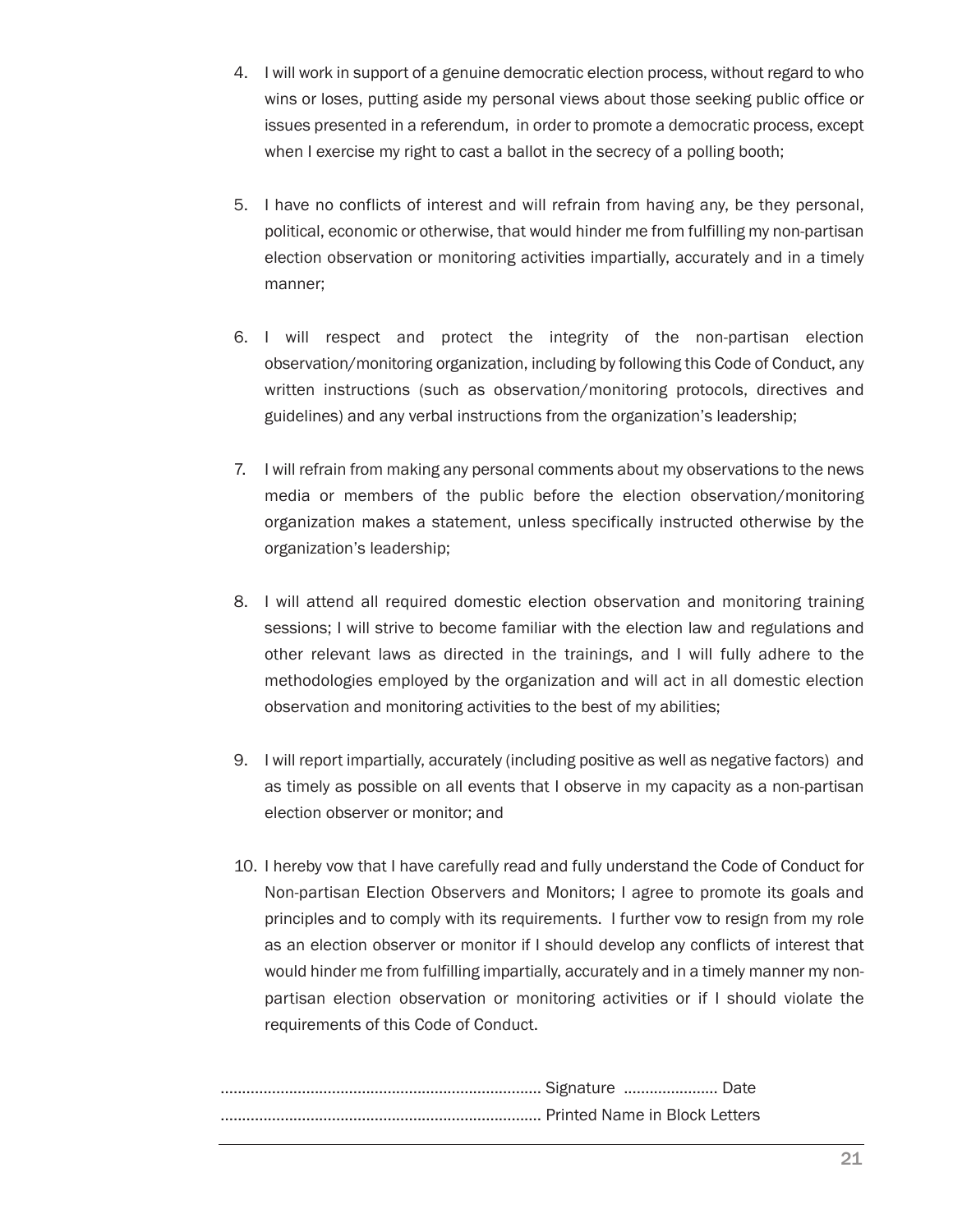4. I will work in support of a genuine democratic election process, without regard to who wins or loses, putting aside my personal views about those seeking public office or issues presented in a referendum,  in order to promote a democratic process, except when I exercise my right to cast a ballot in the secrecy of a polling booth;

5. I have no conflicts of interest and will refrain from having any, be they personal, political, economic or otherwise, that would hinder me from fulfilling my non-partisan election observation or monitoring activities impartially, accurately and in a timely manner;

6. I will respect and protect the integrity of the non-partisan election observation/monitoring organization, including by following this Code of Conduct, any written instructions (such as observation/monitoring protocols, directives and guidelines) and any verbal instructions from the organization's leadership;

7. I will refrain from making any personal comments about my observations to the news media or members of the public before the election observation/monitoring organization makes a statement, unless specifically instructed otherwise by the organization's leadership;

8. I will attend all required domestic election observation and monitoring training sessions; I will strive to become familiar with the election law and regulations and other relevant laws as directed in the trainings, and I will fully adhere to the methodologies employed by the organization and will act in all domestic election observation and monitoring activities to the best of my abilities;

9. I will report impartially, accurately (including positive as well as negative factors)  and as timely as possible on all events that I observe in my capacity as a non-partisan election observer or monitor; and

10. I hereby vow that I have carefully read and fully understand the Code of Conduct for Non-partisan Election Observers and Monitors; I agree to promote its goals and principles and to comply with its requirements.  I further vow to resign from my role as an election observer or monitor if I should develop any conflicts of interest that would hinder me from fulfilling impartially, accurately and in a timely manner my non-partisan election observation or monitoring activities or if I should violate the requirements of this Code of Conduct.

.......................................................................... Signature  ...................... Date

.......................................................................... Printed Name in Block Letters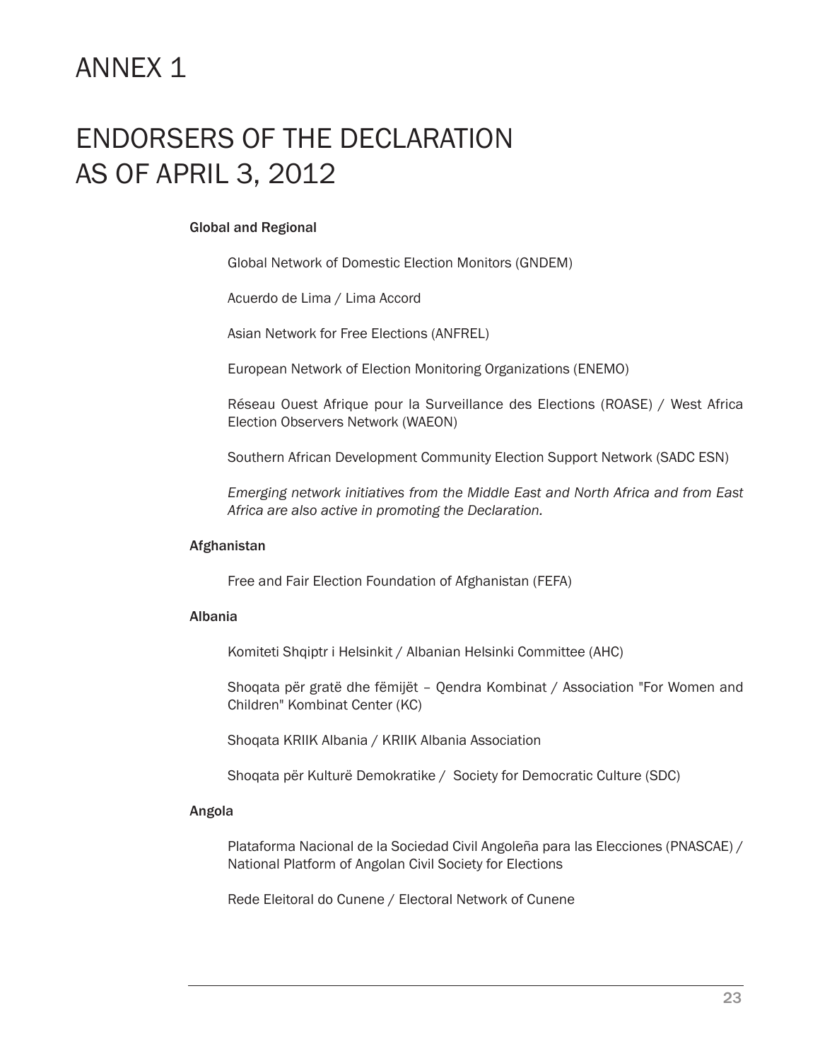# ANNEX 1

# ENDORSERS OF THE DECLARATION AS OF APRIL 3, 2012

**Global and Regional**

Global Network of Domestic Election Monitors (GNDEM)

Acuerdo de Lima / Lima Accord

Asian Network for Free Elections (ANFREL)

European Network of Election Monitoring Organizations (ENEMO)

Réseau Ouest Afrique pour la Surveillance des Elections (ROASE) / West Africa Election Observers Network (WAEON)

Southern African Development Community Election Support Network (SADC ESN)

*Emerging network initiatives from the Middle East and North Africa and from East Africa are also active in promoting the Declaration.*

**Afghanistan**

Free and Fair Election Foundation of Afghanistan (FEFA)

**Albania**

Komiteti Shqiptr i Helsinkit / Albanian Helsinki Committee (AHC)

Shoqata për gratë dhe fëmijët – Qendra Kombinat / Association "For Women and Children" Kombinat Center (KC)

Shoqata KRIIK Albania / KRIIK Albania Association

Shoqata për Kulturë Demokratike / Society for Democratic Culture (SDC)

**Angola**

Plataforma Nacional de la Sociedad Civil Angoleña para las Elecciones (PNASCAE) / National Platform of Angolan Civil Society for Elections

Rede Eleitoral do Cunene / Electoral Network of Cunene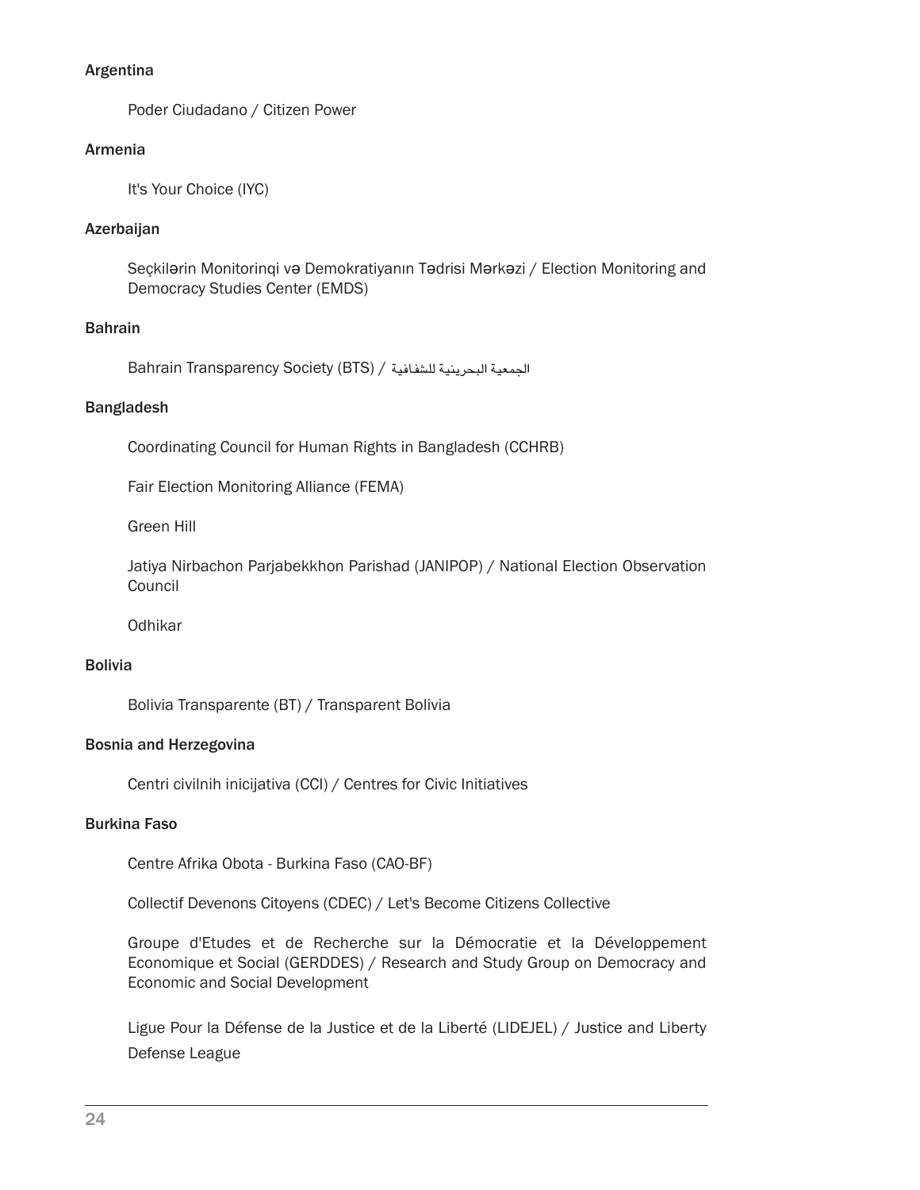**Argentina**

Poder Ciudadano / Citizen Power

**Armenia**

It's Your Choice (IYC)

**Azerbaijan**

Seçkilərin Monitorinqi və Demokratiyanın Tədrisi Mərkəzi / Election Monitoring and Democracy Studies Center (EMDS)

**Bahrain**

Bahrain Transparency Society (BTS) / الجمعية البحرينية للشفافية

**Bangladesh**

Coordinating Council for Human Rights in Bangladesh (CCHRB)

Fair Election Monitoring Alliance (FEMA)

Green Hill

Jatiya Nirbachon Parjabekkhon Parishad (JANIPOP) / National Election Observation Council

Odhikar

**Bolivia**

Bolivia Transparente (BT) / Transparent Bolivia

**Bosnia and Herzegovina**

Centri civilnih inicijativa (CCI) / Centres for Civic Initiatives

**Burkina Faso**

Centre Afrika Obota - Burkina Faso (CAO-BF)

Collectif Devenons Citoyens (CDEC) / Let's Become Citizens Collective

Groupe d'Etudes et de Recherche sur la Démocratie et la Développement Economique et Social (GERDDES) / Research and Study Group on Democracy and Economic and Social Development

Ligue Pour la Défense de la Justice et de la Liberté (LIDEJEL) / Justice and Liberty Defense League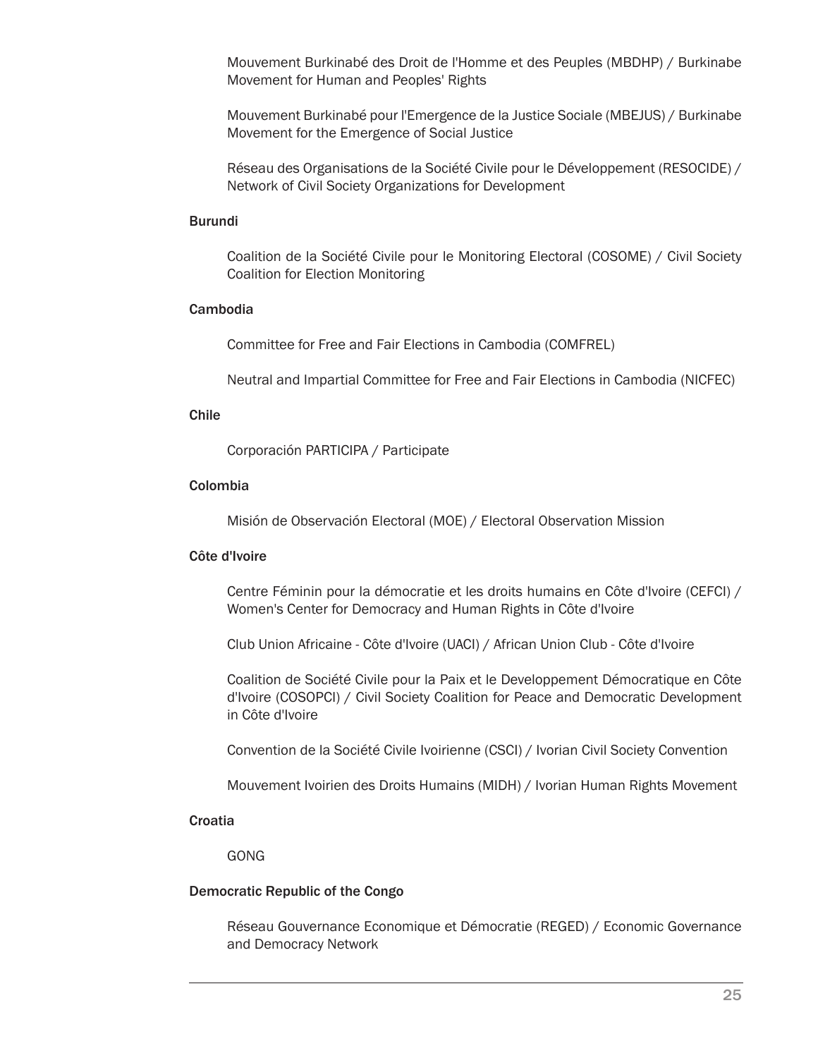Mouvement Burkinabé des Droit de l'Homme et des Peuples (MBDHP) / Burkinabe Movement for Human and Peoples' Rights

Mouvement Burkinabé pour l'Emergence de la Justice Sociale (MBEJUS) / Burkinabe Movement for the Emergence of Social Justice

Réseau des Organisations de la Société Civile pour le Développement (RESOCIDE) / Network of Civil Society Organizations for Development

**Burundi**

Coalition de la Société Civile pour le Monitoring Electoral (COSOME) / Civil Society Coalition for Election Monitoring

**Cambodia**

Committee for Free and Fair Elections in Cambodia (COMFREL)

Neutral and Impartial Committee for Free and Fair Elections in Cambodia (NICFEC)

**Chile**

Corporación PARTICIPA / Participate

**Colombia**

Misión de Observación Electoral (MOE) / Electoral Observation Mission

**Côte d'Ivoire**

Centre Féminin pour la démocratie et les droits humains en Côte d'Ivoire (CEFCI) / Women's Center for Democracy and Human Rights in Côte d'Ivoire

Club Union Africaine - Côte d'Ivoire (UACI) / African Union Club - Côte d'Ivoire

Coalition de Société Civile pour la Paix et le Developpement Démocratique en Côte d'Ivoire (COSOPCI) / Civil Society Coalition for Peace and Democratic Development in Côte d'Ivoire

Convention de la Société Civile Ivoirienne (CSCI) / Ivorian Civil Society Convention

Mouvement Ivoirien des Droits Humains (MIDH) / Ivorian Human Rights Movement

**Croatia**

GONG

**Democratic Republic of the Congo**

Réseau Gouvernance Economique et Démocratie (REGED) / Economic Governance and Democracy Network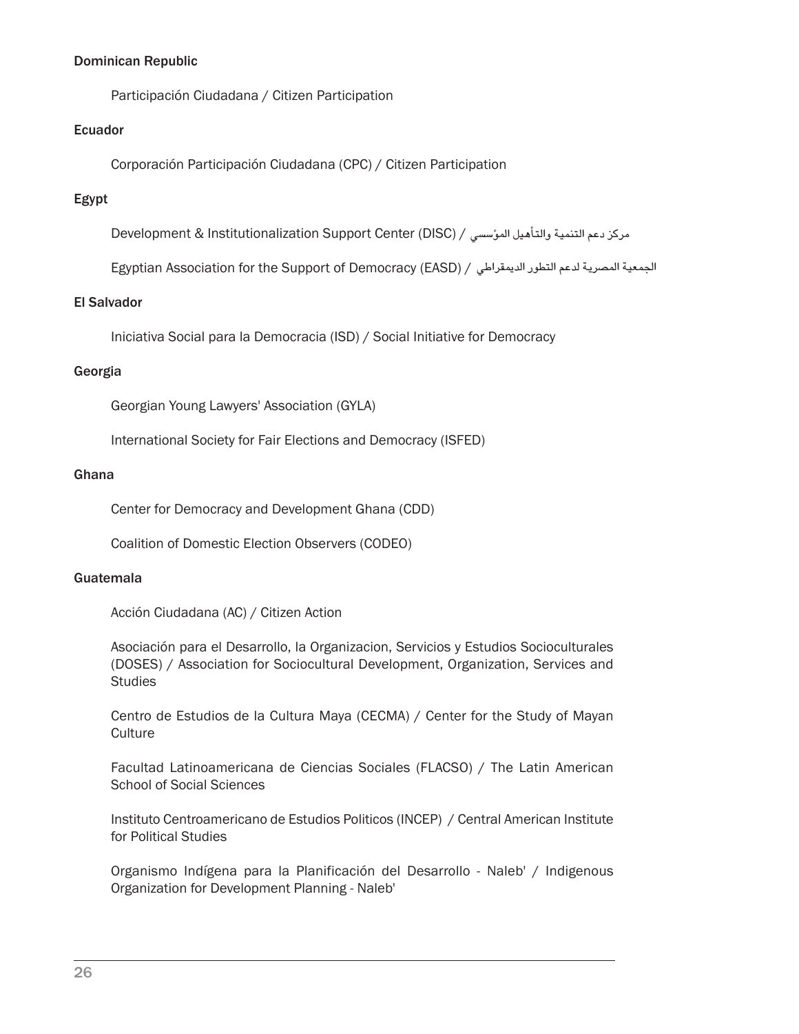**Dominican Republic**

Participación Ciudadana / Citizen Participation

**Ecuador**

Corporación Participación Ciudadana (CPC) / Citizen Participation

**Egypt**

Development & Institutionalization Support Center (DISC) / مركز دعم التنمية والتأهيل المؤسسي

Egyptian Association for the Support of Democracy (EASD) / الجمعية المصرية لدعم التطور الديمقراطي

**El Salvador**

Iniciativa Social para la Democracia (ISD) / Social Initiative for Democracy

**Georgia**

Georgian Young Lawyers' Association (GYLA)

International Society for Fair Elections and Democracy (ISFED)

**Ghana**

Center for Democracy and Development Ghana (CDD)

Coalition of Domestic Election Observers (CODEO)

**Guatemala**

Acción Ciudadana (AC) / Citizen Action

Asociación para el Desarrollo, la Organizacion, Servicios y Estudios Socioculturales (DOSES) / Association for Sociocultural Development, Organization, Services and Studies

Centro de Estudios de la Cultura Maya (CECMA) / Center for the Study of Mayan Culture

Facultad Latinoamericana de Ciencias Sociales (FLACSO) / The Latin American School of Social Sciences

Instituto Centroamericano de Estudios Politicos (INCEP) / Central American Institute for Political Studies

Organismo Indígena para la Planificación del Desarrollo - Naleb' / Indigenous Organization for Development Planning - Naleb'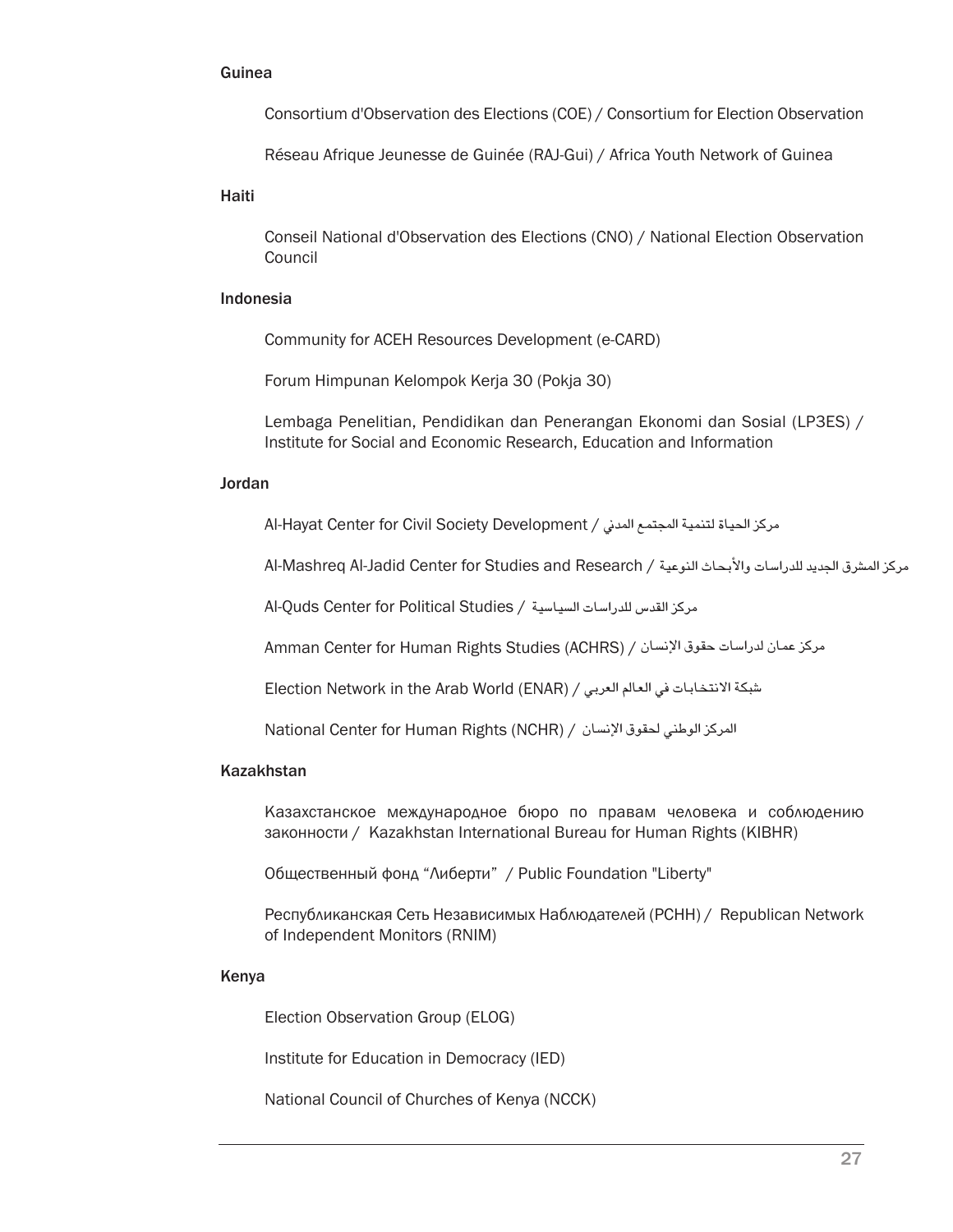### Guinea

Consortium d'Observation des Elections (COE) / Consortium for Election Observation

Réseau Afrique Jeunesse de Guinée (RAJ-Gui) / Africa Youth Network of Guinea

### Haiti

Conseil National d'Observation des Elections (CNO) / National Election Observation Council

### Indonesia

Community for ACEH Resources Development (e-CARD)

Forum Himpunan Kelompok Kerja 30 (Pokja 30)

Lembaga Penelitian, Pendidikan dan Penerangan Ekonomi dan Sosial (LP3ES) / Institute for Social and Economic Research, Education and Information

### Jordan

Al-Hayat Center for Civil Society Development / مركز الحياة لتنمية المجتمع المدني

Al-Mashreq Al-Jadid Center for Studies and Research / مركز المشرق الجديد للدراسات والأبحاث النوعية

Al-Quds Center for Political Studies / مركز القدس للدراسات السياسية

Amman Center for Human Rights Studies (ACHRS) / مركز عمان لدراسات حقوق الإنسان

Election Network in the Arab World (ENAR) / شبكة الانتخابات في العالم العربي

National Center for Human Rights (NCHR) / المركز الوطني لحقوق الإنسان

### Kazakhstan

Казахстанское международное бюро по правам человека и соблюдению законности / Kazakhstan International Bureau for Human Rights (KIBHR)

Общественный фонд "Либерти" / Public Foundation "Liberty"

Республиканская Сеть Независимых Наблюдателей (РСНН) / Republican Network of Independent Monitors (RNIM)

### Kenya

Election Observation Group (ELOG)

Institute for Education in Democracy (IED)

National Council of Churches of Kenya (NCCK)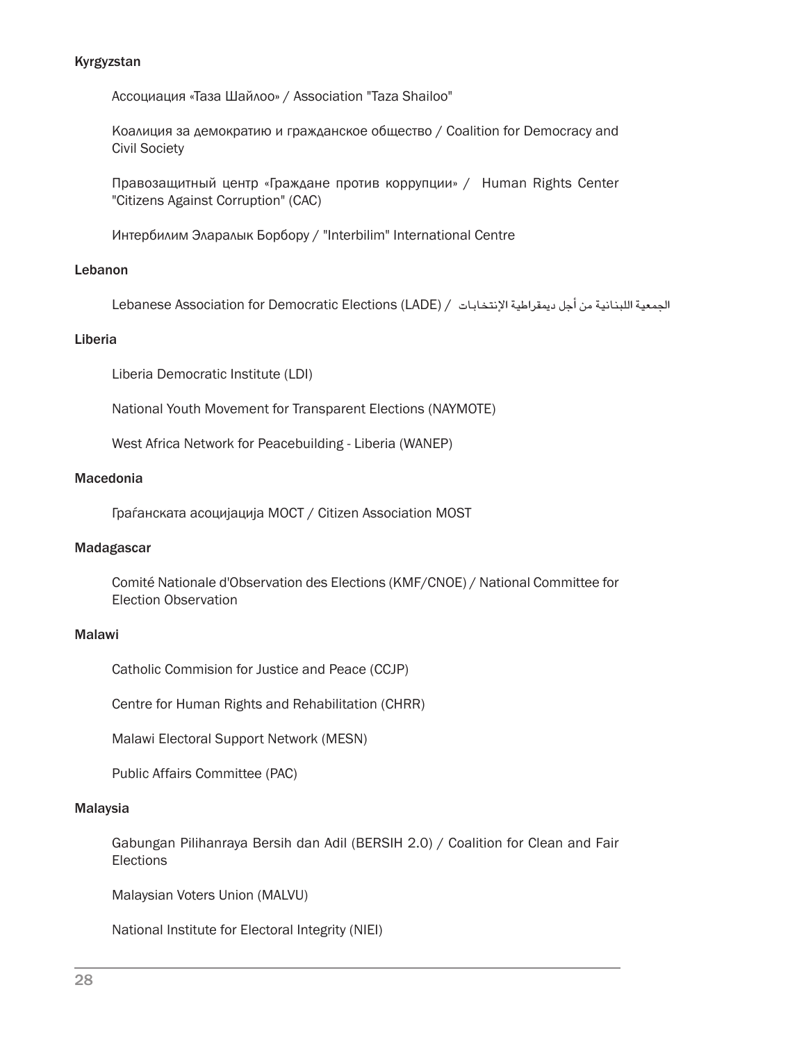### Kyrgyzstan

Ассоциация «Таза Шайлоо» / Association "Taza Shailoo"

Коалиция за демократию и гражданское общество / Coalition for Democracy and Civil Society

Правозащитный центр «Граждане против коррупции» / Human Rights Center "Citizens Against Corruption" (CAC)

Интербилим Эларалык Борбору / "Interbilim" International Centre

### Lebanon

Lebanese Association for Democratic Elections (LADE) / الجمعية اللبنانية من أجل ديمقراطية الإنتخابات

### Liberia

Liberia Democratic Institute (LDI)

National Youth Movement for Transparent Elections (NAYMOTE)

West Africa Network for Peacebuilding - Liberia (WANEP)

### Macedonia

Граѓанската асоцијација МОСТ / Citizen Association MOST

### Madagascar

Comité Nationale d'Observation des Elections (KMF/CNOE) / National Committee for Election Observation

### Malawi

Catholic Commision for Justice and Peace (CCJP)

Centre for Human Rights and Rehabilitation (CHRR)

Malawi Electoral Support Network (MESN)

Public Affairs Committee (PAC)

### Malaysia

Gabungan Pilihanraya Bersih dan Adil (BERSIH 2.0) / Coalition for Clean and Fair Elections

Malaysian Voters Union (MALVU)

National Institute for Electoral Integrity (NIEI)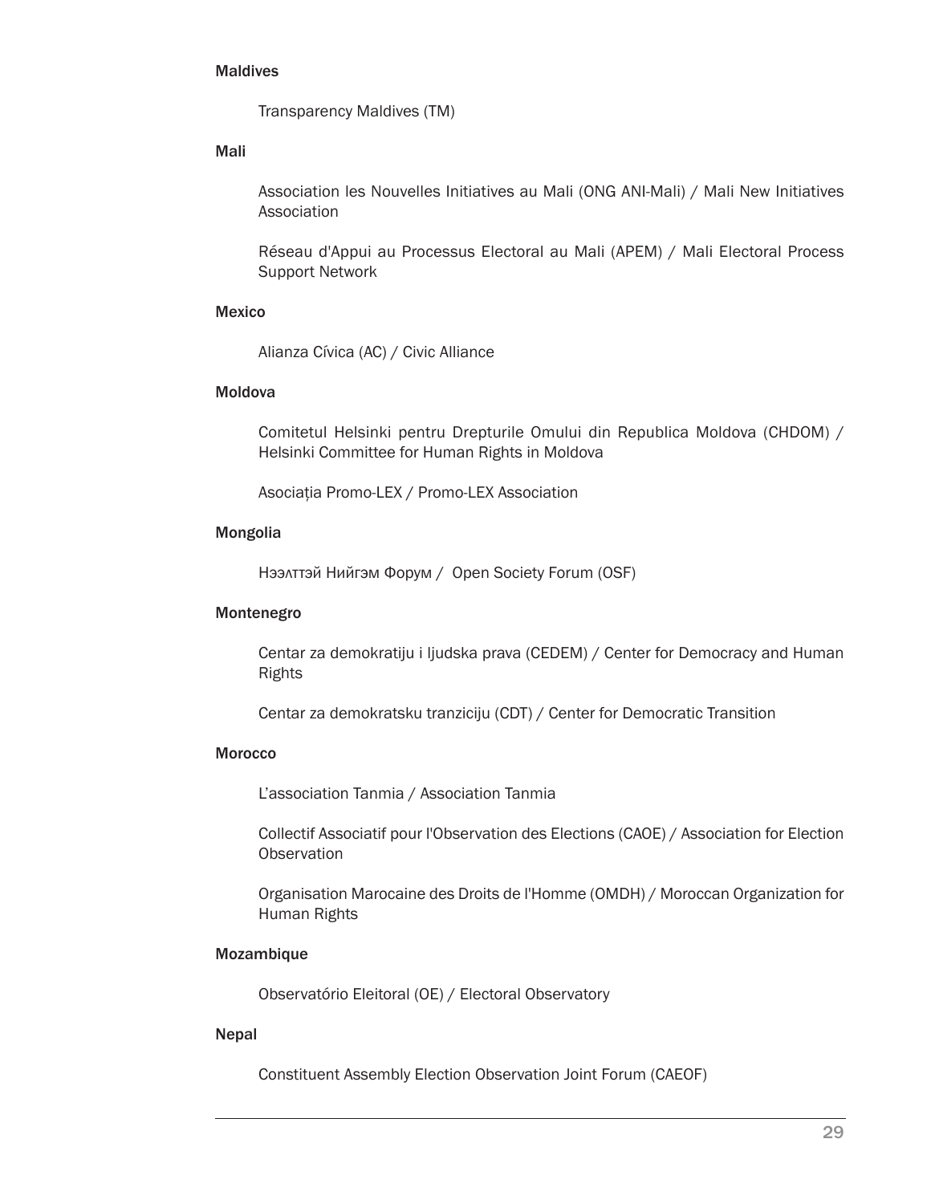**Maldives**

Transparency Maldives (TM)

**Mali**

Association les Nouvelles Initiatives au Mali (ONG ANI-Mali) / Mali New Initiatives Association

Réseau d'Appui au Processus Electoral au Mali (APEM) / Mali Electoral Process Support Network

**Mexico**

Alianza Cívica (AC) / Civic Alliance

**Moldova**

Comitetul Helsinki pentru Drepturile Omului din Republica Moldova (CHDOM) / Helsinki Committee for Human Rights in Moldova

Asociația Promo-LEX / Promo-LEX Association

**Mongolia**

Нээлттэй Нийгэм Форум / Open Society Forum (OSF)

**Montenegro**

Centar za demokratiju i ljudska prava (CEDEM) / Center for Democracy and Human Rights

Centar za demokratsku tranziciju (CDT) / Center for Democratic Transition

**Morocco**

L'association Tanmia / Association Tanmia

Collectif Associatif pour l'Observation des Elections (CAOE) / Association for Election Observation

Organisation Marocaine des Droits de l'Homme (OMDH) / Moroccan Organization for Human Rights

**Mozambique**

Observatório Eleitoral (OE) / Electoral Observatory

**Nepal**

Constituent Assembly Election Observation Joint Forum (CAEOF)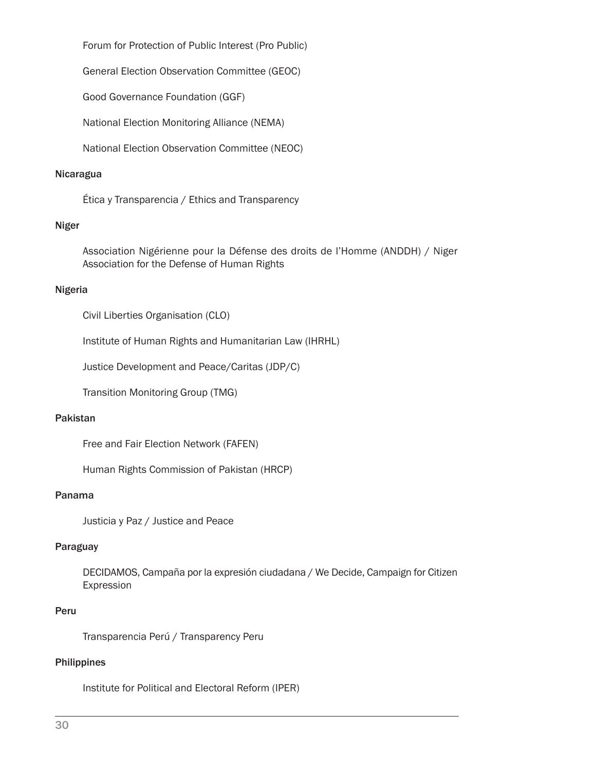Forum for Protection of Public Interest (Pro Public)

General Election Observation Committee (GEOC)

Good Governance Foundation (GGF)

National Election Monitoring Alliance (NEMA)

National Election Observation Committee (NEOC)

**Nicaragua**

Ética y Transparencia / Ethics and Transparency

**Niger**

Association Nigérienne pour la Défense des droits de l'Homme (ANDDH) / Niger Association for the Defense of Human Rights

**Nigeria**

Civil Liberties Organisation (CLO)

Institute of Human Rights and Humanitarian Law (IHRHL)

Justice Development and Peace/Caritas (JDP/C)

Transition Monitoring Group (TMG)

**Pakistan**

Free and Fair Election Network (FAFEN)

Human Rights Commission of Pakistan (HRCP)

**Panama**

Justicia y Paz / Justice and Peace

**Paraguay**

DECIDAMOS, Campaña por la expresión ciudadana / We Decide, Campaign for Citizen Expression

**Peru**

Transparencia Perú / Transparency Peru

**Philippines**

Institute for Political and Electoral Reform (IPER)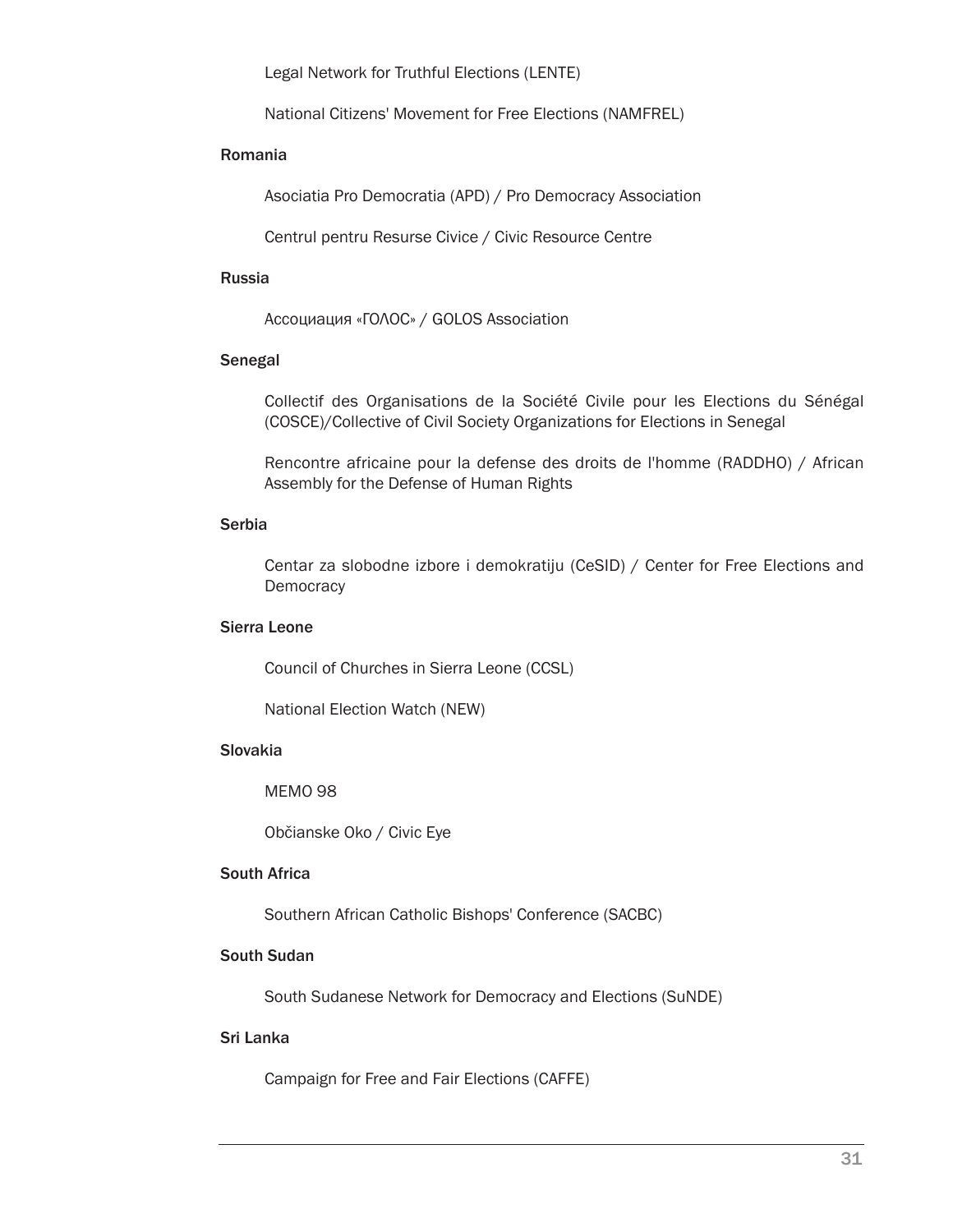Legal Network for Truthful Elections (LENTE)

National Citizens' Movement for Free Elections (NAMFREL)

**Romania**

Asociatia Pro Democratia (APD) / Pro Democracy Association

Centrul pentru Resurse Civice / Civic Resource Centre

**Russia**

Ассоциация «ГОЛОС» / GOLOS Association

**Senegal**

Collectif des Organisations de la Société Civile pour les Elections du Sénégal (COSCE)/Collective of Civil Society Organizations for Elections in Senegal

Rencontre africaine pour la defense des droits de l'homme (RADDHO) / African Assembly for the Defense of Human Rights

**Serbia**

Centar za slobodne izbore i demokratiju (CeSID) / Center for Free Elections and Democracy

**Sierra Leone**

Council of Churches in Sierra Leone (CCSL)

National Election Watch (NEW)

**Slovakia**

MEMO 98

Občianske Oko / Civic Eye

**South Africa**

Southern African Catholic Bishops' Conference (SACBC)

**South Sudan**

South Sudanese Network for Democracy and Elections (SuNDE)

**Sri Lanka**

Campaign for Free and Fair Elections (CAFFE)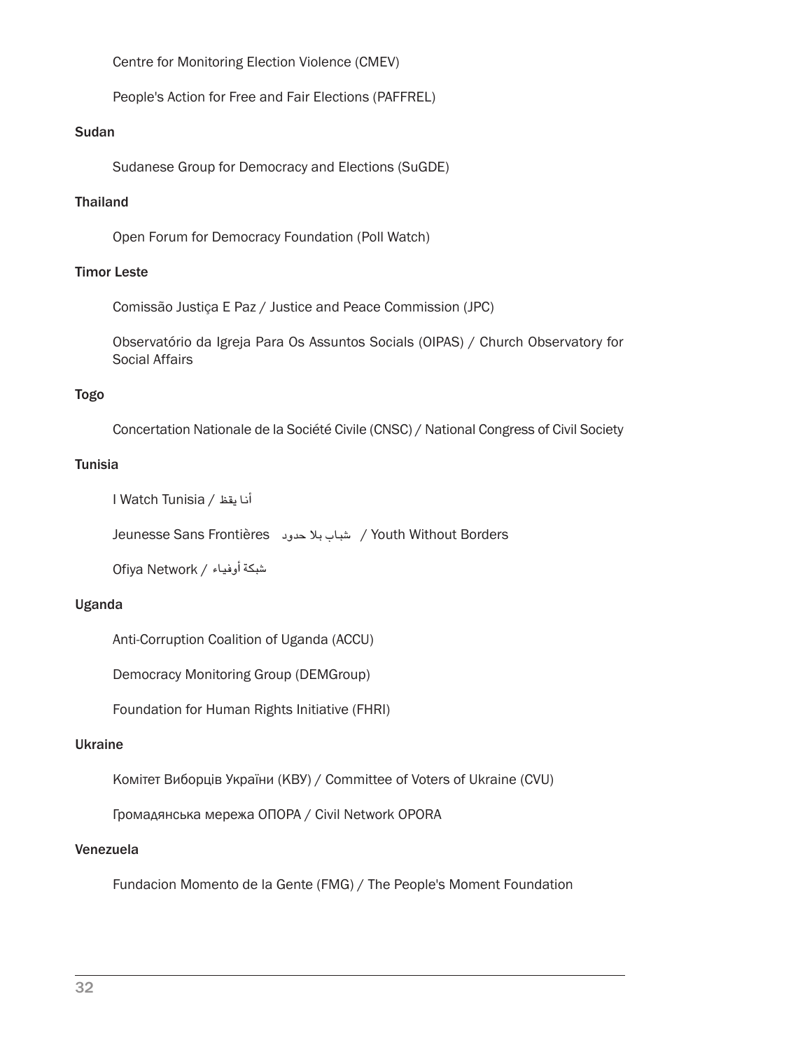Centre for Monitoring Election Violence (CMEV)

People's Action for Free and Fair Elections (PAFFREL)

### Sudan

Sudanese Group for Democracy and Elections (SuGDE)

### Thailand

Open Forum for Democracy Foundation (Poll Watch)

### Timor Leste

Comissão Justiça E Paz / Justice and Peace Commission (JPC)

Observatório da Igreja Para Os Assuntos Socials (OIPAS) / Church Observatory for Social Affairs

### Togo

Concertation Nationale de la Société Civile (CNSC) / National Congress of Civil Society

### Tunisia

I Watch Tunisia / أنا يقظ

Jeunesse Sans Frontières شباب بلا حدود / Youth Without Borders

Ofiya Network / شبكة أوفياء

### Uganda

Anti-Corruption Coalition of Uganda (ACCU)

Democracy Monitoring Group (DEMGroup)

Foundation for Human Rights Initiative (FHRI)

### Ukraine

Комітет Виборців України (КВУ) / Committee of Voters of Ukraine (CVU)

Громадянська мережа ОПОРА / Civil Network OPORA

### Venezuela

Fundacion Momento de la Gente (FMG) / The People's Moment Foundation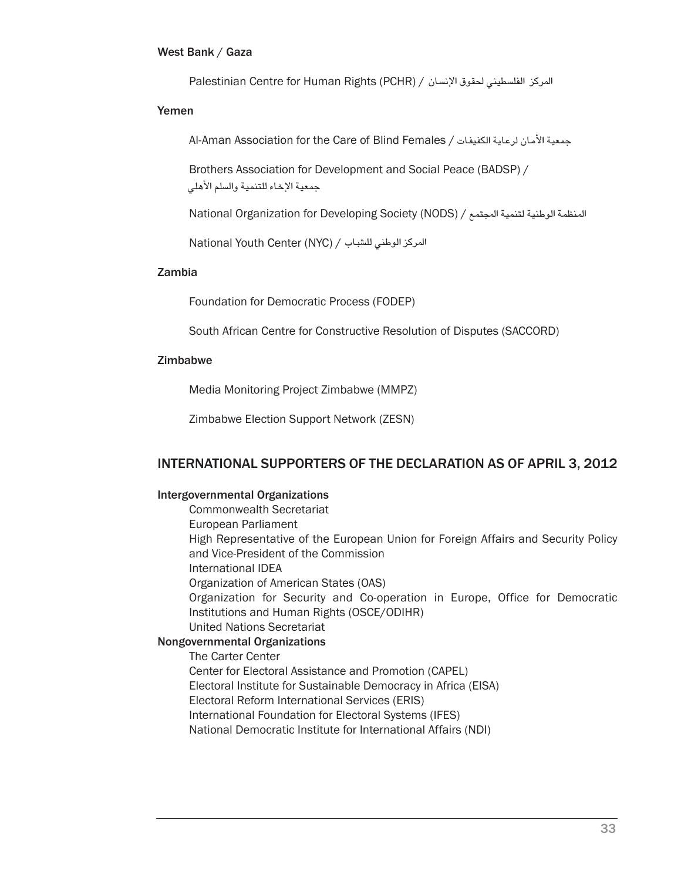West Bank / Gaza

Palestinian Centre for Human Rights (PCHR) / المركز الفلسطيني لحقوق الإنسان

Yemen

Al-Aman Association for the Care of Blind Females / جمعية الأمان لرعاية الكفيفات

Brothers Association for Development and Social Peace (BADSP) / جمعية الإخاء للتنمية والسلم الأهلي

National Organization for Developing Society (NODS) / المنظمة الوطنية لتنمية المجتمع

National Youth Center (NYC) / المركز الوطني للشباب

Zambia

Foundation for Democratic Process (FODEP)

South African Centre for Constructive Resolution of Disputes (SACCORD)

Zimbabwe

Media Monitoring Project Zimbabwe (MMPZ)

Zimbabwe Election Support Network (ZESN)

## INTERNATIONAL SUPPORTERS OF THE DECLARATION AS OF APRIL 3, 2012

Intergovernmental Organizations

Commonwealth Secretariat
European Parliament
High Representative of the European Union for Foreign Affairs and Security Policy and Vice-President of the Commission
International IDEA
Organization of American States (OAS)
Organization for Security and Co-operation in Europe, Office for Democratic Institutions and Human Rights (OSCE/ODIHR)
United Nations Secretariat

Nongovernmental Organizations

The Carter Center
Center for Electoral Assistance and Promotion (CAPEL)
Electoral Institute for Sustainable Democracy in Africa (EISA)
Electoral Reform International Services (ERIS)
International Foundation for Electoral Systems (IFES)
National Democratic Institute for International Affairs (NDI)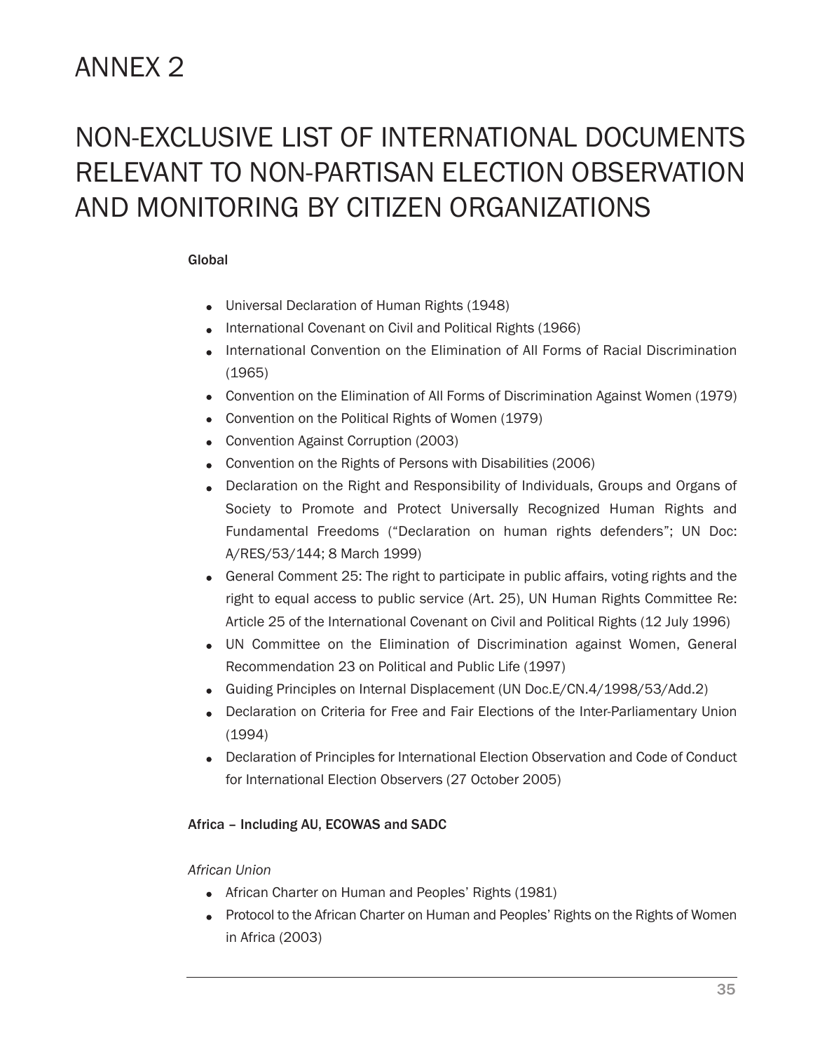# ANNEX 2

# NON-EXCLUSIVE LIST OF INTERNATIONAL DOCUMENTS RELEVANT TO NON-PARTISAN ELECTION OBSERVATION AND MONITORING BY CITIZEN ORGANIZATIONS

**Global**

- Universal Declaration of Human Rights (1948)
- International Covenant on Civil and Political Rights (1966)
- International Convention on the Elimination of All Forms of Racial Discrimination (1965)
- Convention on the Elimination of All Forms of Discrimination Against Women (1979)
- Convention on the Political Rights of Women (1979)
- Convention Against Corruption (2003)
- Convention on the Rights of Persons with Disabilities (2006)
- Declaration on the Right and Responsibility of Individuals, Groups and Organs of Society to Promote and Protect Universally Recognized Human Rights and Fundamental Freedoms ("Declaration on human rights defenders"; UN Doc: A/RES/53/144; 8 March 1999)
- General Comment 25: The right to participate in public affairs, voting rights and the right to equal access to public service (Art. 25), UN Human Rights Committee Re: Article 25 of the International Covenant on Civil and Political Rights (12 July 1996)
- UN Committee on the Elimination of Discrimination against Women, General Recommendation 23 on Political and Public Life (1997)
- Guiding Principles on Internal Displacement (UN Doc.E/CN.4/1998/53/Add.2)
- Declaration on Criteria for Free and Fair Elections of the Inter-Parliamentary Union (1994)
- Declaration of Principles for International Election Observation and Code of Conduct for International Election Observers (27 October 2005)

**Africa – Including AU, ECOWAS and SADC**

*African Union*

- African Charter on Human and Peoples' Rights (1981)
- Protocol to the African Charter on Human and Peoples' Rights on the Rights of Women in Africa (2003)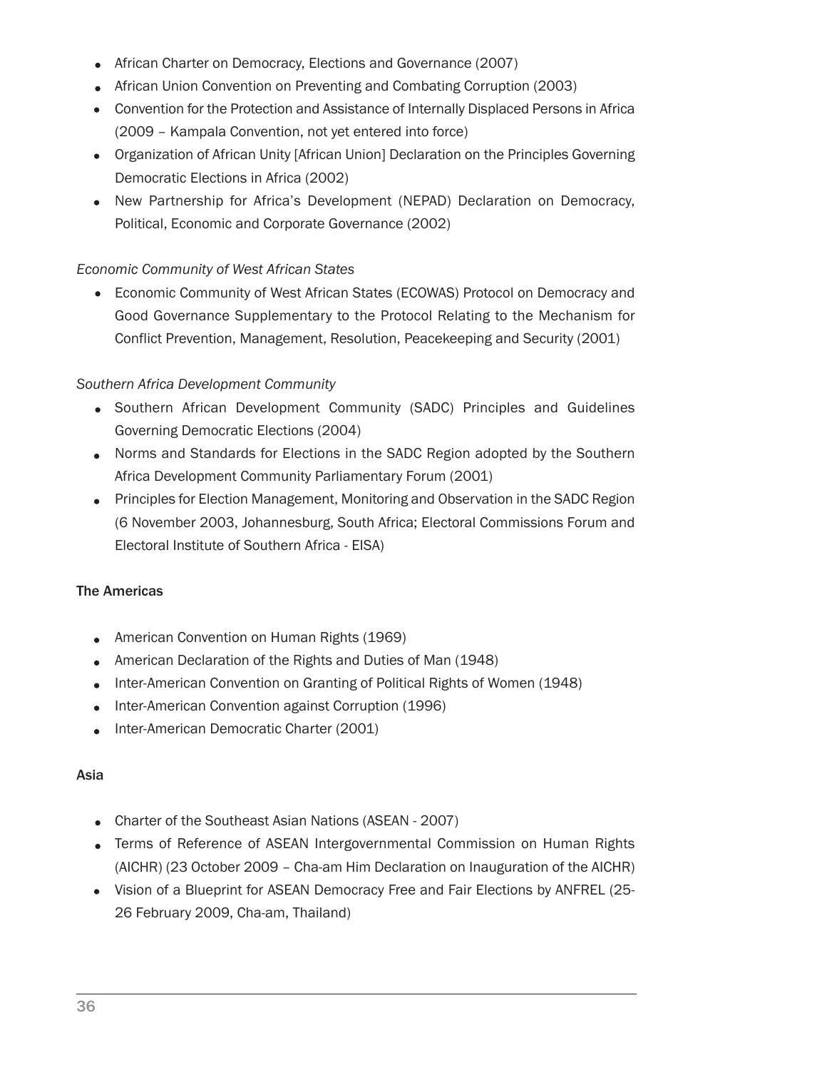- African Charter on Democracy, Elections and Governance (2007)
- African Union Convention on Preventing and Combating Corruption (2003)
- Convention for the Protection and Assistance of Internally Displaced Persons in Africa (2009 – Kampala Convention, not yet entered into force)
- Organization of African Unity [African Union] Declaration on the Principles Governing Democratic Elections in Africa (2002)
- New Partnership for Africa's Development (NEPAD) Declaration on Democracy, Political, Economic and Corporate Governance (2002)

*Economic Community of West African States*

- Economic Community of West African States (ECOWAS) Protocol on Democracy and Good Governance Supplementary to the Protocol Relating to the Mechanism for Conflict Prevention, Management, Resolution, Peacekeeping and Security (2001)

*Southern Africa Development Community*

- Southern African Development Community (SADC) Principles and Guidelines Governing Democratic Elections (2004)
- Norms and Standards for Elections in the SADC Region adopted by the Southern Africa Development Community Parliamentary Forum (2001)
- Principles for Election Management, Monitoring and Observation in the SADC Region (6 November 2003, Johannesburg, South Africa; Electoral Commissions Forum and Electoral Institute of Southern Africa - EISA)

**The Americas**

- American Convention on Human Rights (1969)
- American Declaration of the Rights and Duties of Man (1948)
- Inter-American Convention on Granting of Political Rights of Women (1948)
- Inter-American Convention against Corruption (1996)
- Inter-American Democratic Charter (2001)

**Asia**

- Charter of the Southeast Asian Nations (ASEAN - 2007)
- Terms of Reference of ASEAN Intergovernmental Commission on Human Rights (AICHR) (23 October 2009 – Cha-am Him Declaration on Inauguration of the AICHR)
- Vision of a Blueprint for ASEAN Democracy Free and Fair Elections by ANFREL (25-26 February 2009, Cha-am, Thailand)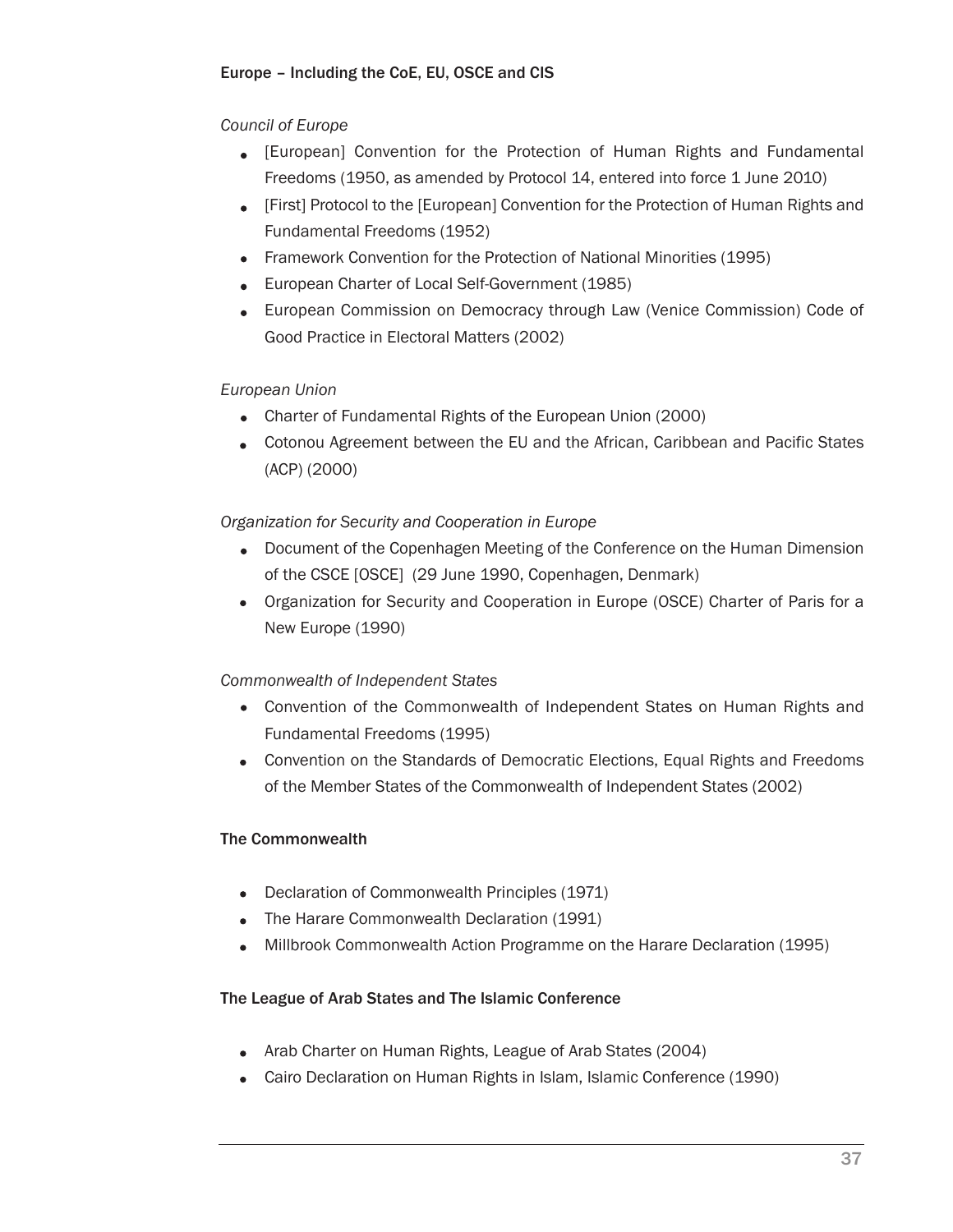### Europe – Including the CoE, EU, OSCE and CIS

*Council of Europe*

- [European] Convention for the Protection of Human Rights and Fundamental Freedoms (1950, as amended by Protocol 14, entered into force 1 June 2010)
- [First] Protocol to the [European] Convention for the Protection of Human Rights and Fundamental Freedoms (1952)
- Framework Convention for the Protection of National Minorities (1995)
- European Charter of Local Self-Government (1985)
- European Commission on Democracy through Law (Venice Commission) Code of Good Practice in Electoral Matters (2002)

*European Union*

- Charter of Fundamental Rights of the European Union (2000)
- Cotonou Agreement between the EU and the African, Caribbean and Pacific States (ACP) (2000)

*Organization for Security and Cooperation in Europe*

- Document of the Copenhagen Meeting of the Conference on the Human Dimension of the CSCE [OSCE] (29 June 1990, Copenhagen, Denmark)
- Organization for Security and Cooperation in Europe (OSCE) Charter of Paris for a New Europe (1990)

*Commonwealth of Independent States*

- Convention of the Commonwealth of Independent States on Human Rights and Fundamental Freedoms (1995)
- Convention on the Standards of Democratic Elections, Equal Rights and Freedoms of the Member States of the Commonwealth of Independent States (2002)

### The Commonwealth

- Declaration of Commonwealth Principles (1971)
- The Harare Commonwealth Declaration (1991)
- Millbrook Commonwealth Action Programme on the Harare Declaration (1995)

### The League of Arab States and The Islamic Conference

- Arab Charter on Human Rights, League of Arab States (2004)
- Cairo Declaration on Human Rights in Islam, Islamic Conference (1990)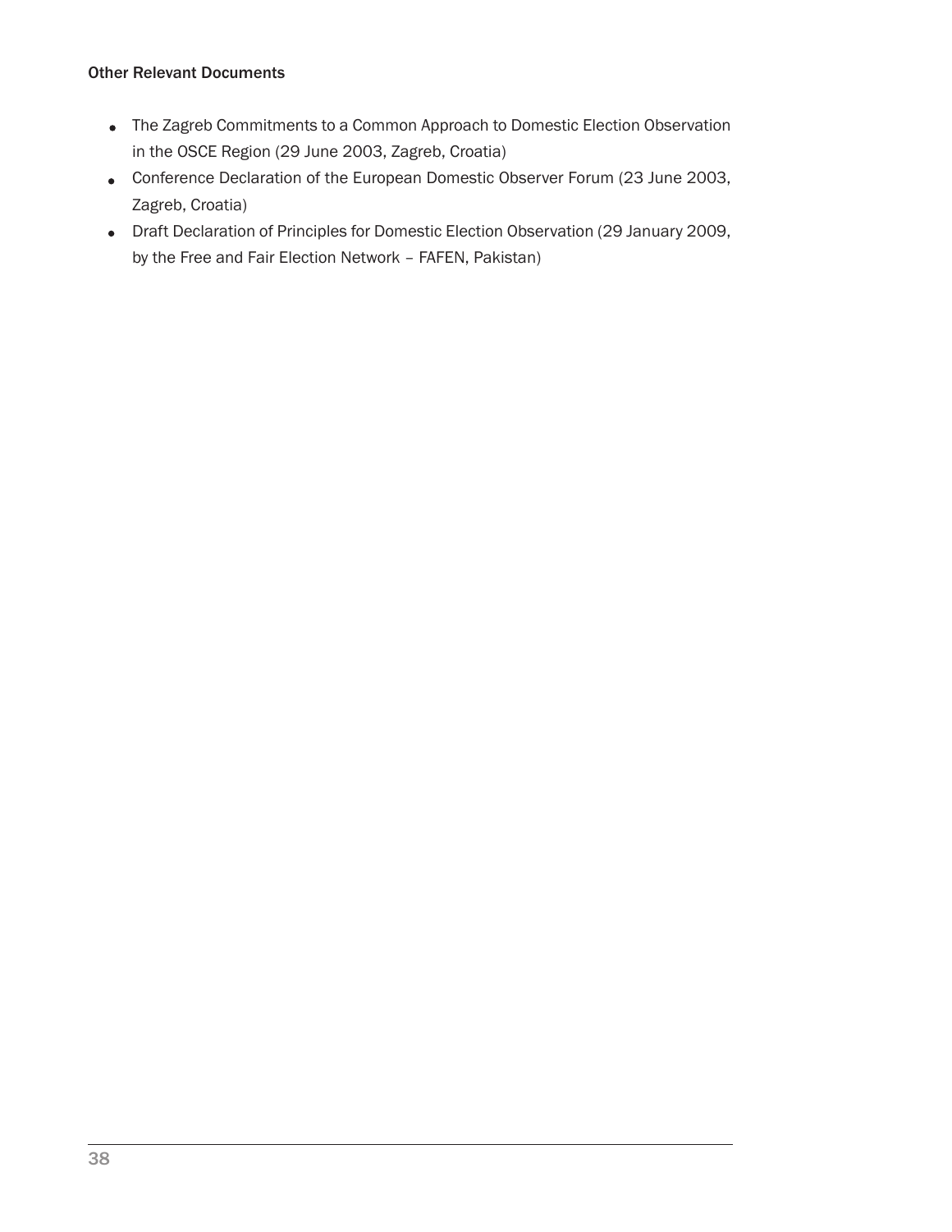**Other Relevant Documents**

- The Zagreb Commitments to a Common Approach to Domestic Election Observation in the OSCE Region (29 June 2003, Zagreb, Croatia)
- Conference Declaration of the European Domestic Observer Forum (23 June 2003, Zagreb, Croatia)
- Draft Declaration of Principles for Domestic Election Observation (29 January 2009, by the Free and Fair Election Network – FAFEN, Pakistan)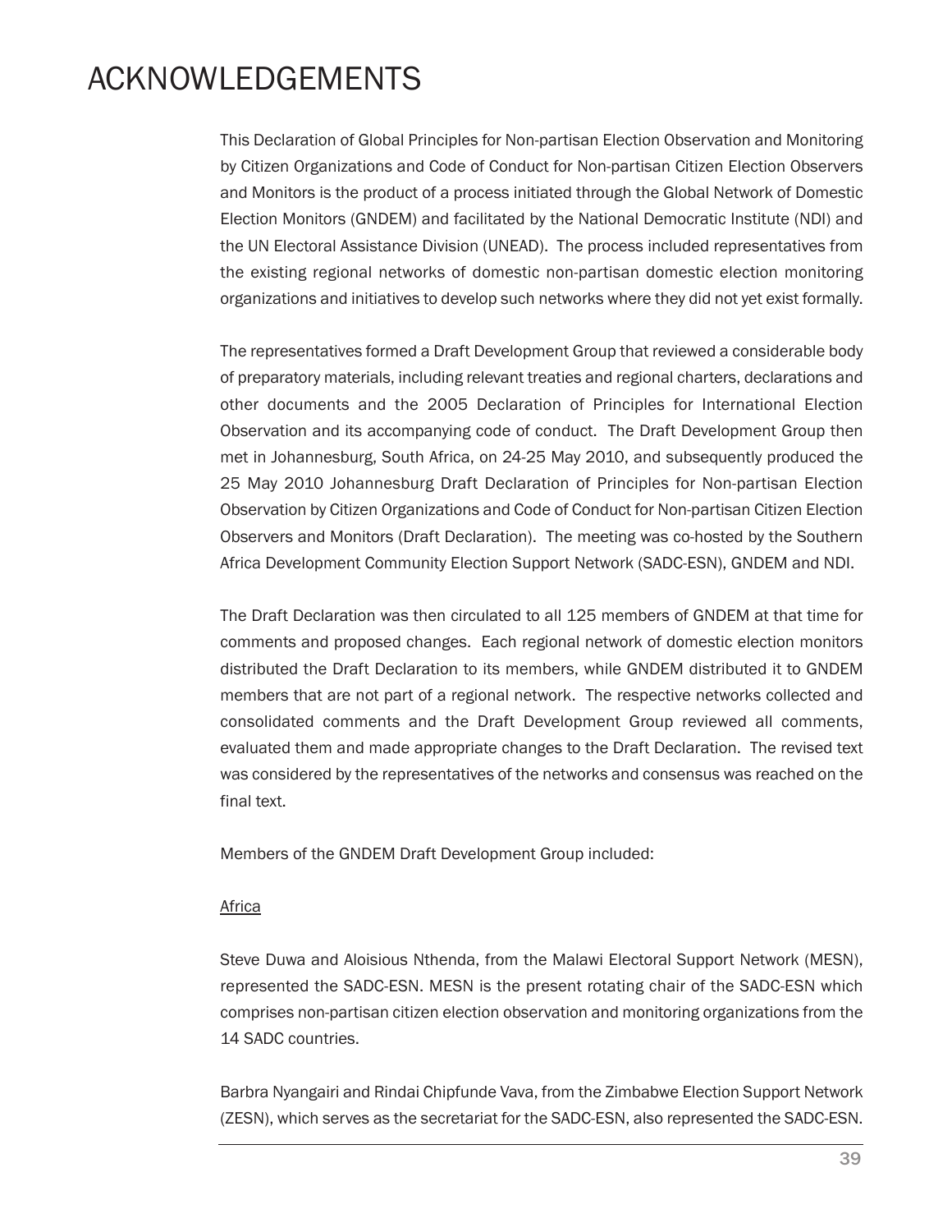# ACKNOWLEDGEMENTS

This Declaration of Global Principles for Non-partisan Election Observation and Monitoring by Citizen Organizations and Code of Conduct for Non-partisan Citizen Election Observers and Monitors is the product of a process initiated through the Global Network of Domestic Election Monitors (GNDEM) and facilitated by the National Democratic Institute (NDI) and the UN Electoral Assistance Division (UNEAD). The process included representatives from the existing regional networks of domestic non-partisan domestic election monitoring organizations and initiatives to develop such networks where they did not yet exist formally.

The representatives formed a Draft Development Group that reviewed a considerable body of preparatory materials, including relevant treaties and regional charters, declarations and other documents and the 2005 Declaration of Principles for International Election Observation and its accompanying code of conduct. The Draft Development Group then met in Johannesburg, South Africa, on 24-25 May 2010, and subsequently produced the 25 May 2010 Johannesburg Draft Declaration of Principles for Non-partisan Election Observation by Citizen Organizations and Code of Conduct for Non-partisan Citizen Election Observers and Monitors (Draft Declaration). The meeting was co-hosted by the Southern Africa Development Community Election Support Network (SADC-ESN), GNDEM and NDI.

The Draft Declaration was then circulated to all 125 members of GNDEM at that time for comments and proposed changes. Each regional network of domestic election monitors distributed the Draft Declaration to its members, while GNDEM distributed it to GNDEM members that are not part of a regional network. The respective networks collected and consolidated comments and the Draft Development Group reviewed all comments, evaluated them and made appropriate changes to the Draft Declaration. The revised text was considered by the representatives of the networks and consensus was reached on the final text.

Members of the GNDEM Draft Development Group included:

<u>Africa</u>

Steve Duwa and Aloisious Nthenda, from the Malawi Electoral Support Network (MESN), represented the SADC-ESN. MESN is the present rotating chair of the SADC-ESN which comprises non-partisan citizen election observation and monitoring organizations from the 14 SADC countries.

Barbra Nyangairi and Rindai Chipfunde Vava, from the Zimbabwe Election Support Network (ZESN), which serves as the secretariat for the SADC-ESN, also represented the SADC-ESN.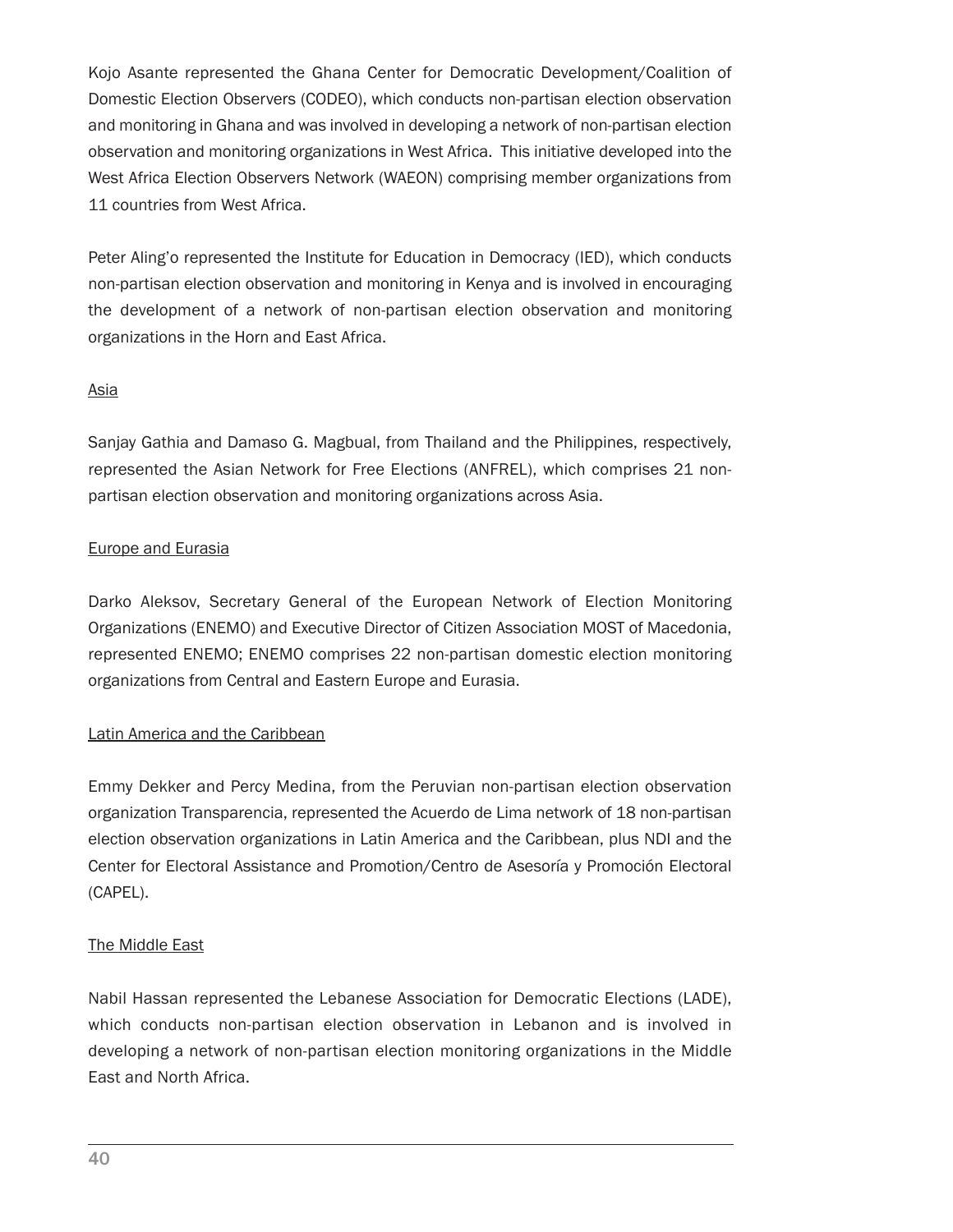Kojo Asante represented the Ghana Center for Democratic Development/Coalition of Domestic Election Observers (CODEO), which conducts non-partisan election observation and monitoring in Ghana and was involved in developing a network of non-partisan election observation and monitoring organizations in West Africa. This initiative developed into the West Africa Election Observers Network (WAEON) comprising member organizations from 11 countries from West Africa.

Peter Aling'o represented the Institute for Education in Democracy (IED), which conducts non-partisan election observation and monitoring in Kenya and is involved in encouraging the development of a network of non-partisan election observation and monitoring organizations in the Horn and East Africa.

<u>Asia</u>

Sanjay Gathia and Damaso G. Magbual, from Thailand and the Philippines, respectively, represented the Asian Network for Free Elections (ANFREL), which comprises 21 non-partisan election observation and monitoring organizations across Asia.

<u>Europe and Eurasia</u>

Darko Aleksov, Secretary General of the European Network of Election Monitoring Organizations (ENEMO) and Executive Director of Citizen Association MOST of Macedonia, represented ENEMO; ENEMO comprises 22 non-partisan domestic election monitoring organizations from Central and Eastern Europe and Eurasia.

<u>Latin America and the Caribbean</u>

Emmy Dekker and Percy Medina, from the Peruvian non-partisan election observation organization Transparencia, represented the Acuerdo de Lima network of 18 non-partisan election observation organizations in Latin America and the Caribbean, plus NDI and the Center for Electoral Assistance and Promotion/Centro de Asesoría y Promoción Electoral (CAPEL).

<u>The Middle East</u>

Nabil Hassan represented the Lebanese Association for Democratic Elections (LADE), which conducts non-partisan election observation in Lebanon and is involved in developing a network of non-partisan election monitoring organizations in the Middle East and North Africa.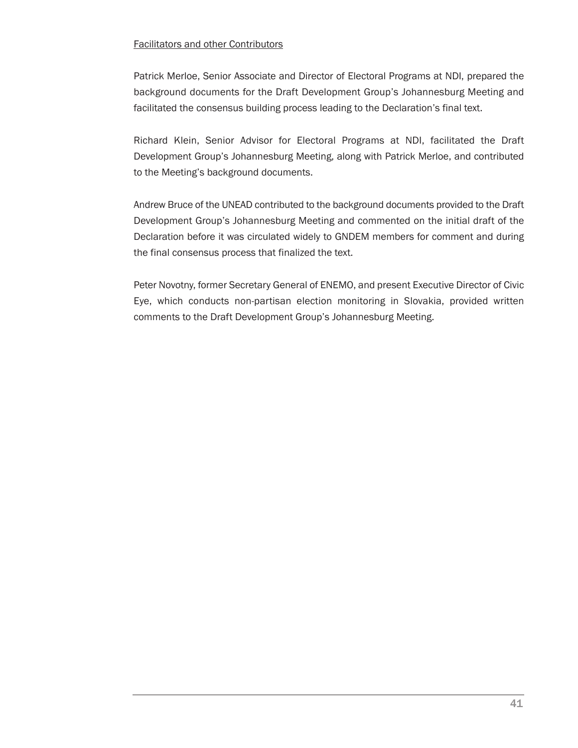<u>Facilitators and other Contributors</u>

Patrick Merloe, Senior Associate and Director of Electoral Programs at NDI, prepared the background documents for the Draft Development Group's Johannesburg Meeting and facilitated the consensus building process leading to the Declaration's final text.

Richard Klein, Senior Advisor for Electoral Programs at NDI, facilitated the Draft Development Group's Johannesburg Meeting, along with Patrick Merloe, and contributed to the Meeting's background documents.

Andrew Bruce of the UNEAD contributed to the background documents provided to the Draft Development Group's Johannesburg Meeting and commented on the initial draft of the Declaration before it was circulated widely to GNDEM members for comment and during the final consensus process that finalized the text.

Peter Novotny, former Secretary General of ENEMO, and present Executive Director of Civic Eye, which conducts non-partisan election monitoring in Slovakia, provided written comments to the Draft Development Group's Johannesburg Meeting.